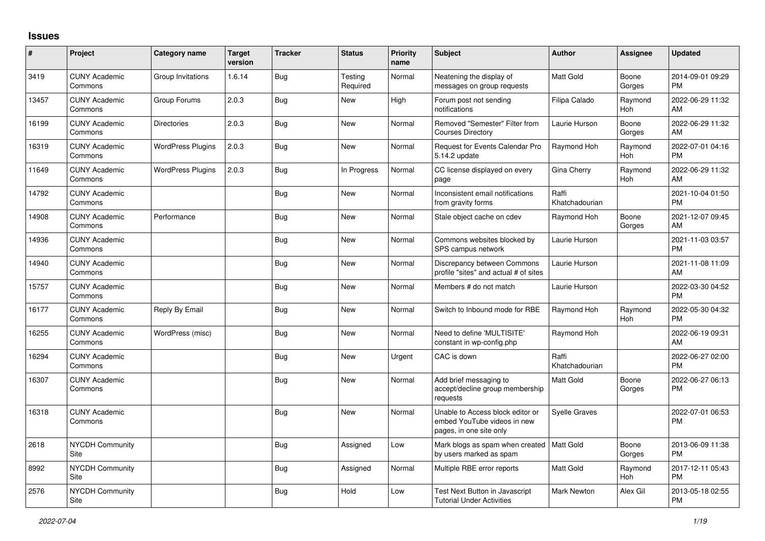## Issues

| # | Project | Category name | Target version | Tracker | Status | Priority name | Subject | Author | Assignee | Updated |
|---|---|---|---|---|---|---|---|---|---|---|
| 3419 | CUNY Academic Commons | Group Invitations | 1.6.14 | Bug | Testing Required | Normal | Neatening the display of messages on group requests | Matt Gold | Boone Gorges | 2014-09-01 09:29 PM |
| 13457 | CUNY Academic Commons | Group Forums | 2.0.3 | Bug | New | High | Forum post not sending notifications | Filipa Calado | Raymond Hoh | 2022-06-29 11:32 AM |
| 16199 | CUNY Academic Commons | Directories | 2.0.3 | Bug | New | Normal | Removed "Semester" Filter from Courses Directory | Laurie Hurson | Boone Gorges | 2022-06-29 11:32 AM |
| 16319 | CUNY Academic Commons | WordPress Plugins | 2.0.3 | Bug | New | Normal | Request for Events Calendar Pro 5.14.2 update | Raymond Hoh | Raymond Hoh | 2022-07-01 04:16 PM |
| 11649 | CUNY Academic Commons | WordPress Plugins | 2.0.3 | Bug | In Progress | Normal | CC license displayed on every page | Gina Cherry | Raymond Hoh | 2022-06-29 11:32 AM |
| 14792 | CUNY Academic Commons | | | Bug | New | Normal | Inconsistent email notifications from gravity forms | Raffi Khatchadourian | | 2021-10-04 01:50 PM |
| 14908 | CUNY Academic Commons | Performance | | Bug | New | Normal | Stale object cache on cdev | Raymond Hoh | Boone Gorges | 2021-12-07 09:45 AM |
| 14936 | CUNY Academic Commons | | | Bug | New | Normal | Commons websites blocked by SPS campus network | Laurie Hurson | | 2021-11-03 03:57 PM |
| 14940 | CUNY Academic Commons | | | Bug | New | Normal | Discrepancy between Commons profile "sites" and actual # of sites | Laurie Hurson | | 2021-11-08 11:09 AM |
| 15757 | CUNY Academic Commons | | | Bug | New | Normal | Members # do not match | Laurie Hurson | | 2022-03-30 04:52 PM |
| 16177 | CUNY Academic Commons | Reply By Email | | Bug | New | Normal | Switch to Inbound mode for RBE | Raymond Hoh | Raymond Hoh | 2022-05-30 04:32 PM |
| 16255 | CUNY Academic Commons | WordPress (misc) | | Bug | New | Normal | Need to define 'MULTISITE' constant in wp-config.php | Raymond Hoh | | 2022-06-19 09:31 AM |
| 16294 | CUNY Academic Commons | | | Bug | New | Urgent | CAC is down | Raffi Khatchadourian | | 2022-06-27 02:00 PM |
| 16307 | CUNY Academic Commons | | | Bug | New | Normal | Add brief messaging to accept/decline group membership requests | Matt Gold | Boone Gorges | 2022-06-27 06:13 PM |
| 16318 | CUNY Academic Commons | | | Bug | New | Normal | Unable to Access block editor or embed YouTube videos in new pages, in one site only | Syelle Graves | | 2022-07-01 06:53 PM |
| 2618 | NYCDH Community Site | | | Bug | Assigned | Low | Mark blogs as spam when created by users marked as spam | Matt Gold | Boone Gorges | 2013-06-09 11:38 PM |
| 8992 | NYCDH Community Site | | | Bug | Assigned | Normal | Multiple RBE error reports | Matt Gold | Raymond Hoh | 2017-12-11 05:43 PM |
| 2576 | NYCDH Community Site | | | Bug | Hold | Low | Test Next Button in Javascript Tutorial Under Activities | Mark Newton | Alex Gil | 2013-05-18 02:55 PM |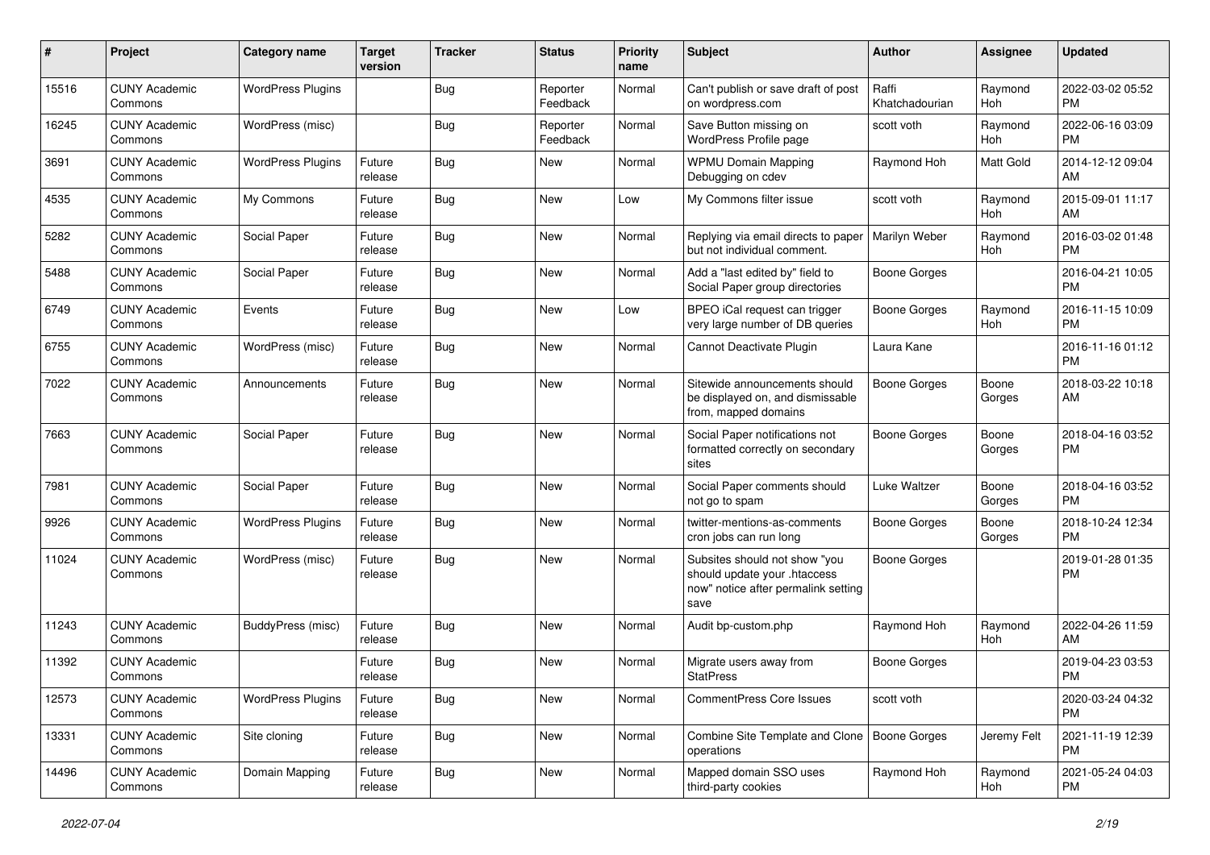| # | Project | Category name | Target version | Tracker | Status | Priority name | Subject | Author | Assignee | Updated |
|---|---|---|---|---|---|---|---|---|---|---|
| 15516 | CUNY Academic Commons | WordPress Plugins | | Bug | Reporter Feedback | Normal | Can't publish or save draft of post on wordpress.com | Raffi Khatchadourian | Raymond Hoh | 2022-03-02 05:52 PM |
| 16245 | CUNY Academic Commons | WordPress (misc) | | Bug | Reporter Feedback | Normal | Save Button missing on WordPress Profile page | scott voth | Raymond Hoh | 2022-06-16 03:09 PM |
| 3691 | CUNY Academic Commons | WordPress Plugins | Future release | Bug | New | Normal | WPMU Domain Mapping Debugging on cdev | Raymond Hoh | Matt Gold | 2014-12-12 09:04 AM |
| 4535 | CUNY Academic Commons | My Commons | Future release | Bug | New | Low | My Commons filter issue | scott voth | Raymond Hoh | 2015-09-01 11:17 AM |
| 5282 | CUNY Academic Commons | Social Paper | Future release | Bug | New | Normal | Replying via email directs to paper but not individual comment. | Marilyn Weber | Raymond Hoh | 2016-03-02 01:48 PM |
| 5488 | CUNY Academic Commons | Social Paper | Future release | Bug | New | Normal | Add a "last edited by" field to Social Paper group directories | Boone Gorges | | 2016-04-21 10:05 PM |
| 6749 | CUNY Academic Commons | Events | Future release | Bug | New | Low | BPEO iCal request can trigger very large number of DB queries | Boone Gorges | Raymond Hoh | 2016-11-15 10:09 PM |
| 6755 | CUNY Academic Commons | WordPress (misc) | Future release | Bug | New | Normal | Cannot Deactivate Plugin | Laura Kane | | 2016-11-16 01:12 PM |
| 7022 | CUNY Academic Commons | Announcements | Future release | Bug | New | Normal | Sitewide announcements should be displayed on, and dismissable from, mapped domains | Boone Gorges | Boone Gorges | 2018-03-22 10:18 AM |
| 7663 | CUNY Academic Commons | Social Paper | Future release | Bug | New | Normal | Social Paper notifications not formatted correctly on secondary sites | Boone Gorges | Boone Gorges | 2018-04-16 03:52 PM |
| 7981 | CUNY Academic Commons | Social Paper | Future release | Bug | New | Normal | Social Paper comments should not go to spam | Luke Waltzer | Boone Gorges | 2018-04-16 03:52 PM |
| 9926 | CUNY Academic Commons | WordPress Plugins | Future release | Bug | New | Normal | twitter-mentions-as-comments cron jobs can run long | Boone Gorges | Boone Gorges | 2018-10-24 12:34 PM |
| 11024 | CUNY Academic Commons | WordPress (misc) | Future release | Bug | New | Normal | Subsites should not show "you should update your .htaccess now" notice after permalink setting save | Boone Gorges | | 2019-01-28 01:35 PM |
| 11243 | CUNY Academic Commons | BuddyPress (misc) | Future release | Bug | New | Normal | Audit bp-custom.php | Raymond Hoh | Raymond Hoh | 2022-04-26 11:59 AM |
| 11392 | CUNY Academic Commons | | Future release | Bug | New | Normal | Migrate users away from StatPress | Boone Gorges | | 2019-04-23 03:53 PM |
| 12573 | CUNY Academic Commons | WordPress Plugins | Future release | Bug | New | Normal | CommentPress Core Issues | scott voth | | 2020-03-24 04:32 PM |
| 13331 | CUNY Academic Commons | Site cloning | Future release | Bug | New | Normal | Combine Site Template and Clone operations | Boone Gorges | Jeremy Felt | 2021-11-19 12:39 PM |
| 14496 | CUNY Academic Commons | Domain Mapping | Future release | Bug | New | Normal | Mapped domain SSO uses third-party cookies | Raymond Hoh | Raymond Hoh | 2021-05-24 04:03 PM |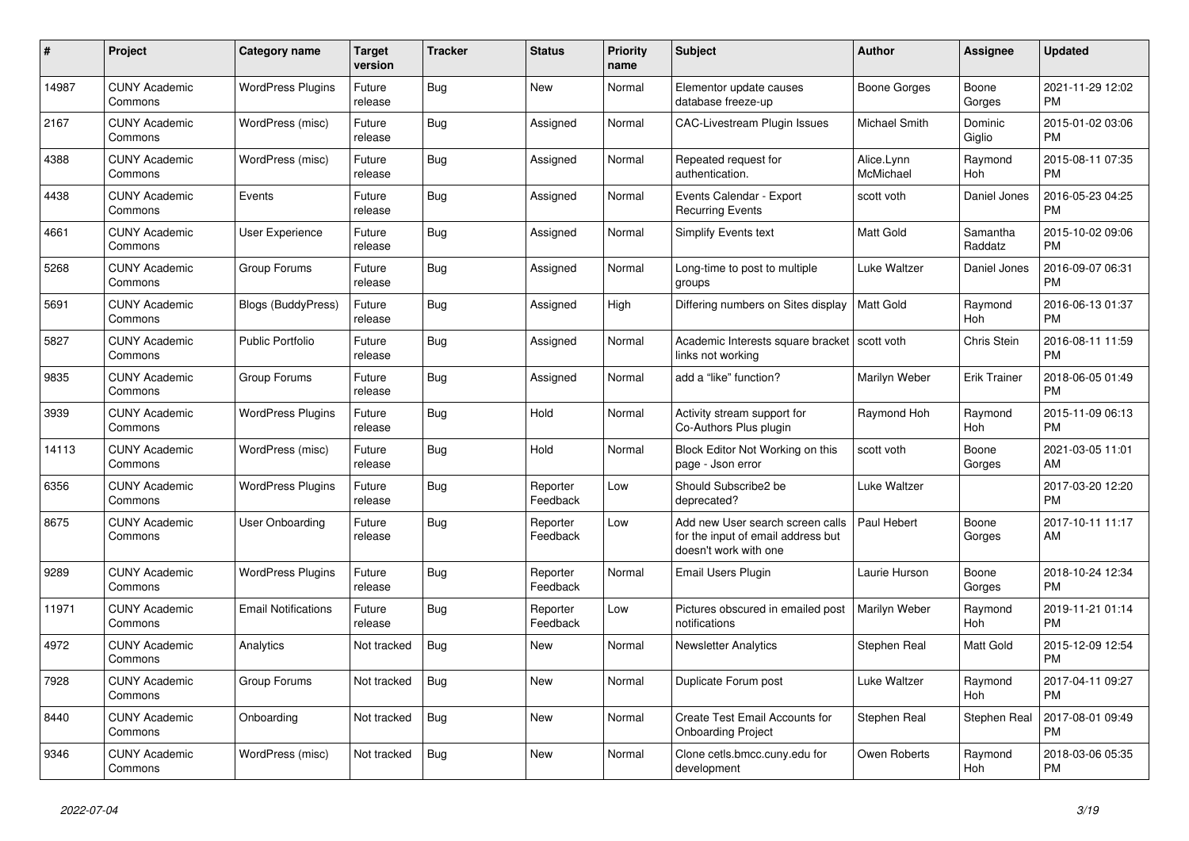| # | Project | Category name | Target version | Tracker | Status | Priority name | Subject | Author | Assignee | Updated |
|---|---|---|---|---|---|---|---|---|---|---|
| 14987 | CUNY Academic Commons | WordPress Plugins | Future release | Bug | New | Normal | Elementor update causes database freeze-up | Boone Gorges | Boone Gorges | 2021-11-29 12:02 PM |
| 2167 | CUNY Academic Commons | WordPress (misc) | Future release | Bug | Assigned | Normal | CAC-Livestream Plugin Issues | Michael Smith | Dominic Giglio | 2015-01-02 03:06 PM |
| 4388 | CUNY Academic Commons | WordPress (misc) | Future release | Bug | Assigned | Normal | Repeated request for authentication. | Alice.Lynn McMichael | Raymond Hoh | 2015-08-11 07:35 PM |
| 4438 | CUNY Academic Commons | Events | Future release | Bug | Assigned | Normal | Events Calendar - Export Recurring Events | scott voth | Daniel Jones | 2016-05-23 04:25 PM |
| 4661 | CUNY Academic Commons | User Experience | Future release | Bug | Assigned | Normal | Simplify Events text | Matt Gold | Samantha Raddatz | 2015-10-02 09:06 PM |
| 5268 | CUNY Academic Commons | Group Forums | Future release | Bug | Assigned | Normal | Long-time to post to multiple groups | Luke Waltzer | Daniel Jones | 2016-09-07 06:31 PM |
| 5691 | CUNY Academic Commons | Blogs (BuddyPress) | Future release | Bug | Assigned | High | Differing numbers on Sites display | Matt Gold | Raymond Hoh | 2016-06-13 01:37 PM |
| 5827 | CUNY Academic Commons | Public Portfolio | Future release | Bug | Assigned | Normal | Academic Interests square bracket links not working | scott voth | Chris Stein | 2016-08-11 11:59 PM |
| 9835 | CUNY Academic Commons | Group Forums | Future release | Bug | Assigned | Normal | add a "like" function? | Marilyn Weber | Erik Trainer | 2018-06-05 01:49 PM |
| 3939 | CUNY Academic Commons | WordPress Plugins | Future release | Bug | Hold | Normal | Activity stream support for Co-Authors Plus plugin | Raymond Hoh | Raymond Hoh | 2015-11-09 06:13 PM |
| 14113 | CUNY Academic Commons | WordPress (misc) | Future release | Bug | Hold | Normal | Block Editor Not Working on this page - Json error | scott voth | Boone Gorges | 2021-03-05 11:01 AM |
| 6356 | CUNY Academic Commons | WordPress Plugins | Future release | Bug | Reporter Feedback | Low | Should Subscribe2 be deprecated? | Luke Waltzer | | 2017-03-20 12:20 PM |
| 8675 | CUNY Academic Commons | User Onboarding | Future release | Bug | Reporter Feedback | Low | Add new User search screen calls for the input of email address but doesn't work with one | Paul Hebert | Boone Gorges | 2017-10-11 11:17 AM |
| 9289 | CUNY Academic Commons | WordPress Plugins | Future release | Bug | Reporter Feedback | Normal | Email Users Plugin | Laurie Hurson | Boone Gorges | 2018-10-24 12:34 PM |
| 11971 | CUNY Academic Commons | Email Notifications | Future release | Bug | Reporter Feedback | Low | Pictures obscured in emailed post notifications | Marilyn Weber | Raymond Hoh | 2019-11-21 01:14 PM |
| 4972 | CUNY Academic Commons | Analytics | Not tracked | Bug | New | Normal | Newsletter Analytics | Stephen Real | Matt Gold | 2015-12-09 12:54 PM |
| 7928 | CUNY Academic Commons | Group Forums | Not tracked | Bug | New | Normal | Duplicate Forum post | Luke Waltzer | Raymond Hoh | 2017-04-11 09:27 PM |
| 8440 | CUNY Academic Commons | Onboarding | Not tracked | Bug | New | Normal | Create Test Email Accounts for Onboarding Project | Stephen Real | Stephen Real | 2017-08-01 09:49 PM |
| 9346 | CUNY Academic Commons | WordPress (misc) | Not tracked | Bug | New | Normal | Clone cetls.bmcc.cuny.edu for development | Owen Roberts | Raymond Hoh | 2018-03-06 05:35 PM |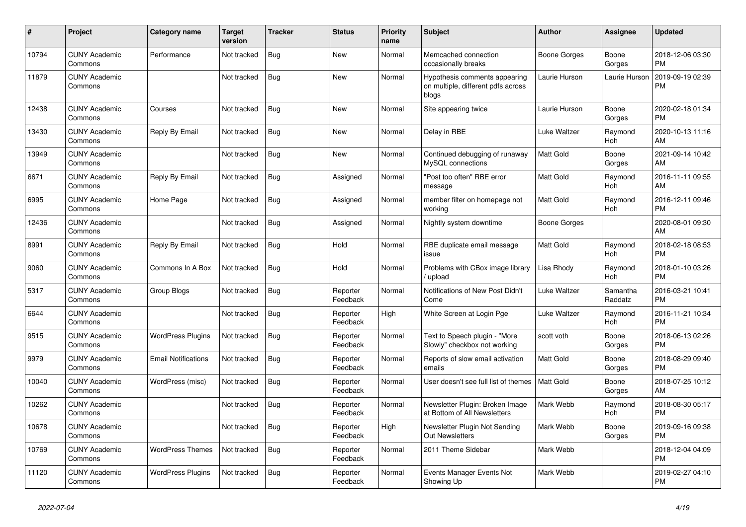| # | Project | Category name | Target version | Tracker | Status | Priority name | Subject | Author | Assignee | Updated |
|---|---|---|---|---|---|---|---|---|---|---|
| 10794 | CUNY Academic Commons | Performance | Not tracked | Bug | New | Normal | Memcached connection occasionally breaks | Boone Gorges | Boone Gorges | 2018-12-06 03:30 PM |
| 11879 | CUNY Academic Commons | | Not tracked | Bug | New | Normal | Hypothesis comments appearing on multiple, different pdfs across blogs | Laurie Hurson | Laurie Hurson | 2019-09-19 02:39 PM |
| 12438 | CUNY Academic Commons | Courses | Not tracked | Bug | New | Normal | Site appearing twice | Laurie Hurson | Boone Gorges | 2020-02-18 01:34 PM |
| 13430 | CUNY Academic Commons | Reply By Email | Not tracked | Bug | New | Normal | Delay in RBE | Luke Waltzer | Raymond Hoh | 2020-10-13 11:16 AM |
| 13949 | CUNY Academic Commons | | Not tracked | Bug | New | Normal | Continued debugging of runaway MySQL connections | Matt Gold | Boone Gorges | 2021-09-14 10:42 AM |
| 6671 | CUNY Academic Commons | Reply By Email | Not tracked | Bug | Assigned | Normal | "Post too often" RBE error message | Matt Gold | Raymond Hoh | 2016-11-11 09:55 AM |
| 6995 | CUNY Academic Commons | Home Page | Not tracked | Bug | Assigned | Normal | member filter on homepage not working | Matt Gold | Raymond Hoh | 2016-12-11 09:46 PM |
| 12436 | CUNY Academic Commons | | Not tracked | Bug | Assigned | Normal | Nightly system downtime | Boone Gorges | | 2020-08-01 09:30 AM |
| 8991 | CUNY Academic Commons | Reply By Email | Not tracked | Bug | Hold | Normal | RBE duplicate email message issue | Matt Gold | Raymond Hoh | 2018-02-18 08:53 PM |
| 9060 | CUNY Academic Commons | Commons In A Box | Not tracked | Bug | Hold | Normal | Problems with CBox image library / upload | Lisa Rhody | Raymond Hoh | 2018-01-10 03:26 PM |
| 5317 | CUNY Academic Commons | Group Blogs | Not tracked | Bug | Reporter Feedback | Normal | Notifications of New Post Didn't Come | Luke Waltzer | Samantha Raddatz | 2016-03-21 10:41 PM |
| 6644 | CUNY Academic Commons | | Not tracked | Bug | Reporter Feedback | High | White Screen at Login Pge | Luke Waltzer | Raymond Hoh | 2016-11-21 10:34 PM |
| 9515 | CUNY Academic Commons | WordPress Plugins | Not tracked | Bug | Reporter Feedback | Normal | Text to Speech plugin - "More Slowly" checkbox not working | scott voth | Boone Gorges | 2018-06-13 02:26 PM |
| 9979 | CUNY Academic Commons | Email Notifications | Not tracked | Bug | Reporter Feedback | Normal | Reports of slow email activation emails | Matt Gold | Boone Gorges | 2018-08-29 09:40 PM |
| 10040 | CUNY Academic Commons | WordPress (misc) | Not tracked | Bug | Reporter Feedback | Normal | User doesn't see full list of themes | Matt Gold | Boone Gorges | 2018-07-25 10:12 AM |
| 10262 | CUNY Academic Commons | | Not tracked | Bug | Reporter Feedback | Normal | Newsletter Plugin: Broken Image at Bottom of All Newsletters | Mark Webb | Raymond Hoh | 2018-08-30 05:17 PM |
| 10678 | CUNY Academic Commons | | Not tracked | Bug | Reporter Feedback | High | Newsletter Plugin Not Sending Out Newsletters | Mark Webb | Boone Gorges | 2019-09-16 09:38 PM |
| 10769 | CUNY Academic Commons | WordPress Themes | Not tracked | Bug | Reporter Feedback | Normal | 2011 Theme Sidebar | Mark Webb | | 2018-12-04 04:09 PM |
| 11120 | CUNY Academic Commons | WordPress Plugins | Not tracked | Bug | Reporter Feedback | Normal | Events Manager Events Not Showing Up | Mark Webb | | 2019-02-27 04:10 PM |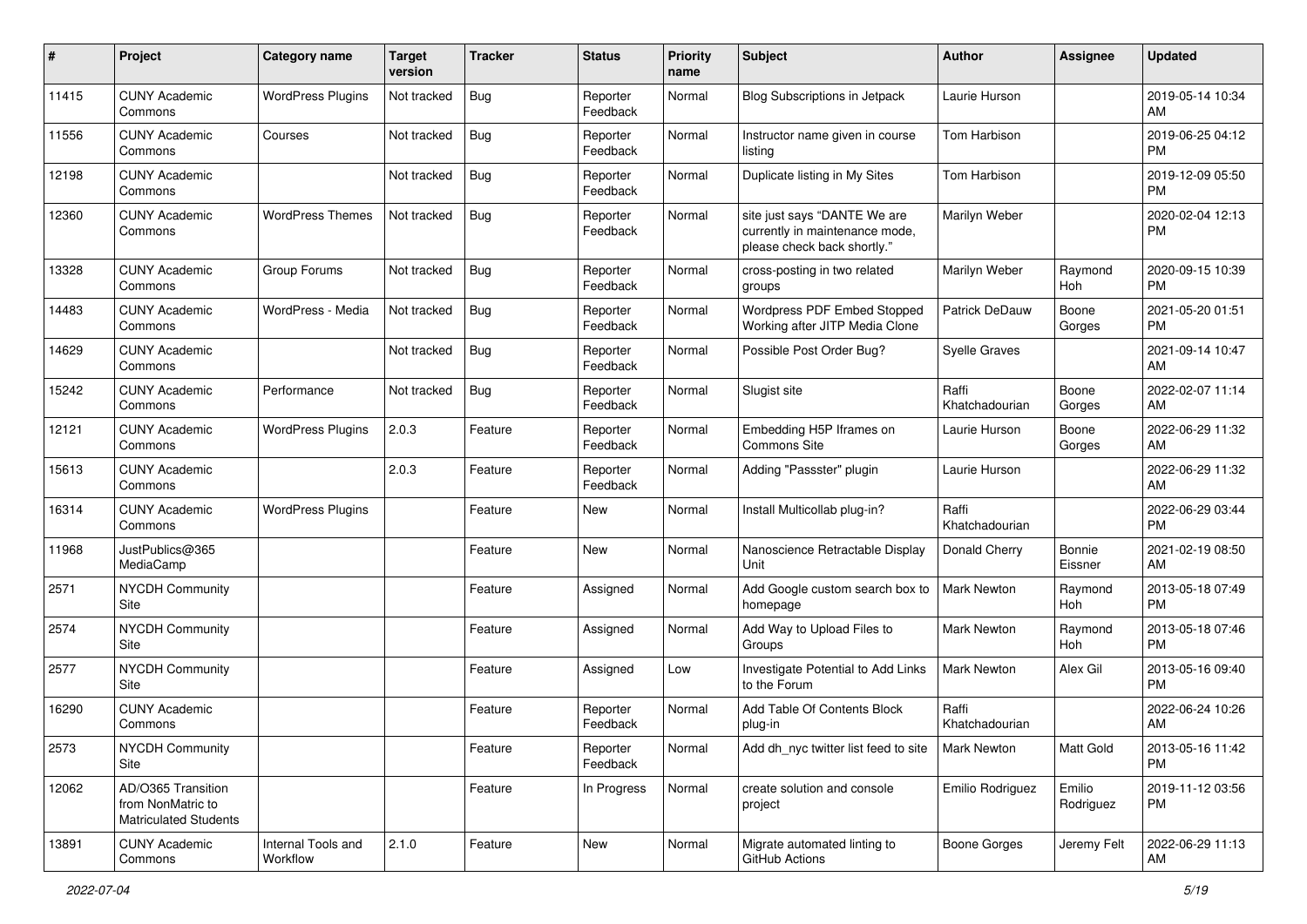| # | Project | Category name | Target version | Tracker | Status | Priority name | Subject | Author | Assignee | Updated |
|---|---|---|---|---|---|---|---|---|---|---|
| 11415 | CUNY Academic Commons | WordPress Plugins | Not tracked | Bug | Reporter Feedback | Normal | Blog Subscriptions in Jetpack | Laurie Hurson | | 2019-05-14 10:34 AM |
| 11556 | CUNY Academic Commons | Courses | Not tracked | Bug | Reporter Feedback | Normal | Instructor name given in course listing | Tom Harbison | | 2019-06-25 04:12 PM |
| 12198 | CUNY Academic Commons | | Not tracked | Bug | Reporter Feedback | Normal | Duplicate listing in My Sites | Tom Harbison | | 2019-12-09 05:50 PM |
| 12360 | CUNY Academic Commons | WordPress Themes | Not tracked | Bug | Reporter Feedback | Normal | site just says "DANTE We are currently in maintenance mode, please check back shortly." | Marilyn Weber | | 2020-02-04 12:13 PM |
| 13328 | CUNY Academic Commons | Group Forums | Not tracked | Bug | Reporter Feedback | Normal | cross-posting in two related groups | Marilyn Weber | Raymond Hoh | 2020-09-15 10:39 PM |
| 14483 | CUNY Academic Commons | WordPress - Media | Not tracked | Bug | Reporter Feedback | Normal | Wordpress PDF Embed Stopped Working after JITP Media Clone | Patrick DeDauw | Boone Gorges | 2021-05-20 01:51 PM |
| 14629 | CUNY Academic Commons | | Not tracked | Bug | Reporter Feedback | Normal | Possible Post Order Bug? | Syelle Graves | | 2021-09-14 10:47 AM |
| 15242 | CUNY Academic Commons | Performance | Not tracked | Bug | Reporter Feedback | Normal | Slugist site | Raffi Khatchadourian | Boone Gorges | 2022-02-07 11:14 AM |
| 12121 | CUNY Academic Commons | WordPress Plugins | 2.0.3 | Feature | Reporter Feedback | Normal | Embedding H5P Iframes on Commons Site | Laurie Hurson | Boone Gorges | 2022-06-29 11:32 AM |
| 15613 | CUNY Academic Commons | | 2.0.3 | Feature | Reporter Feedback | Normal | Adding "Passster" plugin | Laurie Hurson | | 2022-06-29 11:32 AM |
| 16314 | CUNY Academic Commons | WordPress Plugins | | Feature | New | Normal | Install Multicollab plug-in? | Raffi Khatchadourian | | 2022-06-29 03:44 PM |
| 11968 | JustPublics@365 MediaCamp | | | Feature | New | Normal | Nanoscience Retractable Display Unit | Donald Cherry | Bonnie Eissner | 2021-02-19 08:50 AM |
| 2571 | NYCDH Community Site | | | Feature | Assigned | Normal | Add Google custom search box to homepage | Mark Newton | Raymond Hoh | 2013-05-18 07:49 PM |
| 2574 | NYCDH Community Site | | | Feature | Assigned | Normal | Add Way to Upload Files to Groups | Mark Newton | Raymond Hoh | 2013-05-18 07:46 PM |
| 2577 | NYCDH Community Site | | | Feature | Assigned | Low | Investigate Potential to Add Links to the Forum | Mark Newton | Alex Gil | 2013-05-16 09:40 PM |
| 16290 | CUNY Academic Commons | | | Feature | Reporter Feedback | Normal | Add Table Of Contents Block plug-in | Raffi Khatchadourian | | 2022-06-24 10:26 AM |
| 2573 | NYCDH Community Site | | | Feature | Reporter Feedback | Normal | Add dh_nyc twitter list feed to site | Mark Newton | Matt Gold | 2013-05-16 11:42 PM |
| 12062 | AD/O365 Transition from NonMatric to Matriculated Students | | | Feature | In Progress | Normal | create solution and console project | Emilio Rodriguez | Emilio Rodriguez | 2019-11-12 03:56 PM |
| 13891 | CUNY Academic Commons | Internal Tools and Workflow | 2.1.0 | Feature | New | Normal | Migrate automated linting to GitHub Actions | Boone Gorges | Jeremy Felt | 2022-06-29 11:13 AM |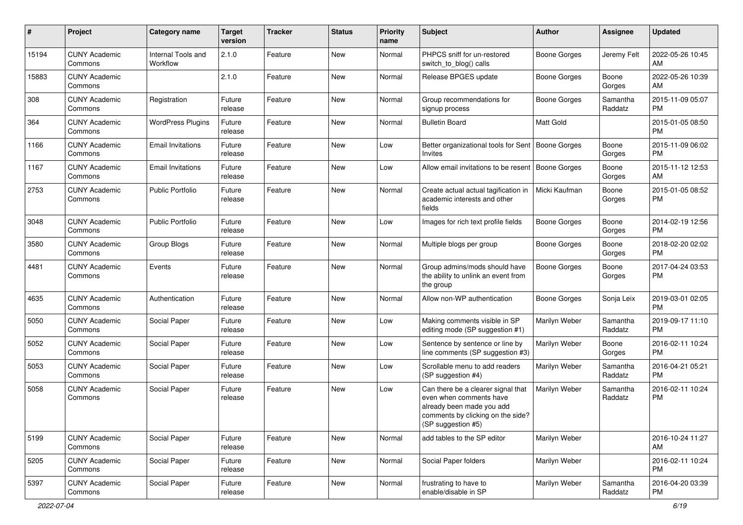| # | Project | Category name | Target version | Tracker | Status | Priority name | Subject | Author | Assignee | Updated |
|---|---|---|---|---|---|---|---|---|---|---|
| 15194 | CUNY Academic Commons | Internal Tools and Workflow | 2.1.0 | Feature | New | Normal | PHPCS sniff for un-restored switch_to_blog() calls | Boone Gorges | Jeremy Felt | 2022-05-26 10:45 AM |
| 15883 | CUNY Academic Commons | | 2.1.0 | Feature | New | Normal | Release BPGES update | Boone Gorges | Boone Gorges | 2022-05-26 10:39 AM |
| 308 | CUNY Academic Commons | Registration | Future release | Feature | New | Normal | Group recommendations for signup process | Boone Gorges | Samantha Raddatz | 2015-11-09 05:07 PM |
| 364 | CUNY Academic Commons | WordPress Plugins | Future release | Feature | New | Normal | Bulletin Board | Matt Gold | | 2015-01-05 08:50 PM |
| 1166 | CUNY Academic Commons | Email Invitations | Future release | Feature | New | Low | Better organizational tools for Sent Invites | Boone Gorges | Boone Gorges | 2015-11-09 06:02 PM |
| 1167 | CUNY Academic Commons | Email Invitations | Future release | Feature | New | Low | Allow email invitations to be resent | Boone Gorges | Boone Gorges | 2015-11-12 12:53 AM |
| 2753 | CUNY Academic Commons | Public Portfolio | Future release | Feature | New | Normal | Create actual actual tagification in academic interests and other fields | Micki Kaufman | Boone Gorges | 2015-01-05 08:52 PM |
| 3048 | CUNY Academic Commons | Public Portfolio | Future release | Feature | New | Low | Images for rich text profile fields | Boone Gorges | Boone Gorges | 2014-02-19 12:56 PM |
| 3580 | CUNY Academic Commons | Group Blogs | Future release | Feature | New | Normal | Multiple blogs per group | Boone Gorges | Boone Gorges | 2018-02-20 02:02 PM |
| 4481 | CUNY Academic Commons | Events | Future release | Feature | New | Normal | Group admins/mods should have the ability to unlink an event from the group | Boone Gorges | Boone Gorges | 2017-04-24 03:53 PM |
| 4635 | CUNY Academic Commons | Authentication | Future release | Feature | New | Normal | Allow non-WP authentication | Boone Gorges | Sonja Leix | 2019-03-01 02:05 PM |
| 5050 | CUNY Academic Commons | Social Paper | Future release | Feature | New | Low | Making comments visible in SP editing mode (SP suggestion #1) | Marilyn Weber | Samantha Raddatz | 2019-09-17 11:10 PM |
| 5052 | CUNY Academic Commons | Social Paper | Future release | Feature | New | Low | Sentence by sentence or line by line comments (SP suggestion #3) | Marilyn Weber | Boone Gorges | 2016-02-11 10:24 PM |
| 5053 | CUNY Academic Commons | Social Paper | Future release | Feature | New | Low | Scrollable menu to add readers (SP suggestion #4) | Marilyn Weber | Samantha Raddatz | 2016-04-21 05:21 PM |
| 5058 | CUNY Academic Commons | Social Paper | Future release | Feature | New | Low | Can there be a clearer signal that even when comments have already been made you add comments by clicking on the side? (SP suggestion #5) | Marilyn Weber | Samantha Raddatz | 2016-02-11 10:24 PM |
| 5199 | CUNY Academic Commons | Social Paper | Future release | Feature | New | Normal | add tables to the SP editor | Marilyn Weber | | 2016-10-24 11:27 AM |
| 5205 | CUNY Academic Commons | Social Paper | Future release | Feature | New | Normal | Social Paper folders | Marilyn Weber | | 2016-02-11 10:24 PM |
| 5397 | CUNY Academic Commons | Social Paper | Future release | Feature | New | Normal | frustrating to have to enable/disable in SP | Marilyn Weber | Samantha Raddatz | 2016-04-20 03:39 PM |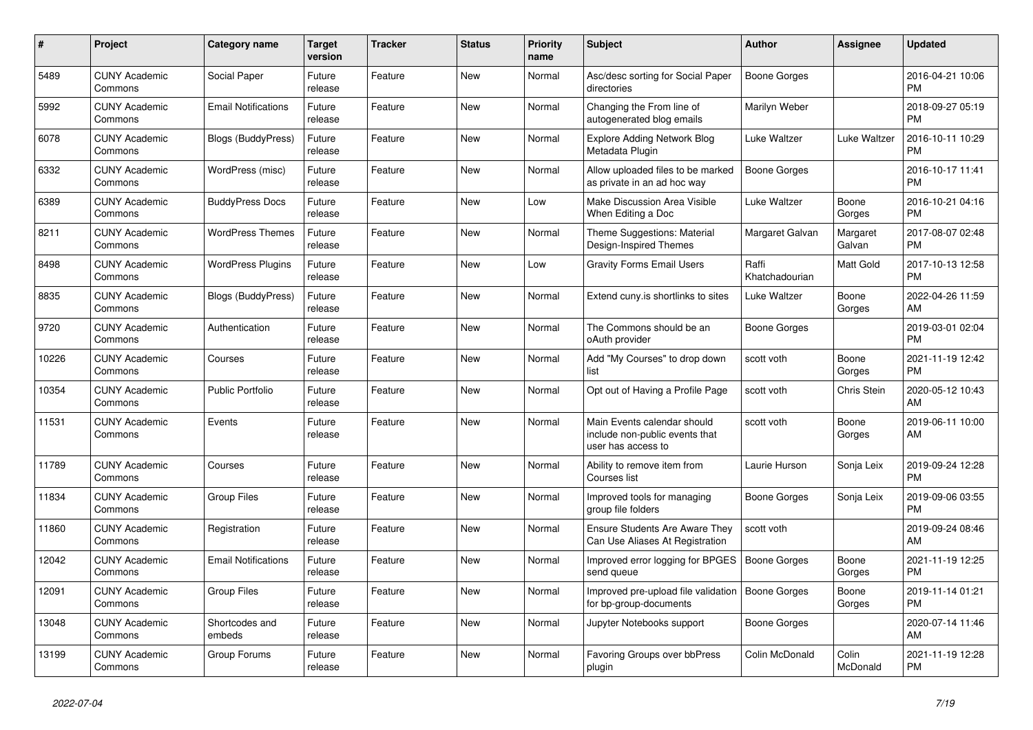| # | Project | Category name | Target version | Tracker | Status | Priority name | Subject | Author | Assignee | Updated |
|---|---|---|---|---|---|---|---|---|---|---|
| 5489 | CUNY Academic Commons | Social Paper | Future release | Feature | New | Normal | Asc/desc sorting for Social Paper directories | Boone Gorges | | 2016-04-21 10:06 PM |
| 5992 | CUNY Academic Commons | Email Notifications | Future release | Feature | New | Normal | Changing the From line of autogenerated blog emails | Marilyn Weber | | 2018-09-27 05:19 PM |
| 6078 | CUNY Academic Commons | Blogs (BuddyPress) | Future release | Feature | New | Normal | Explore Adding Network Blog Metadata Plugin | Luke Waltzer | Luke Waltzer | 2016-10-11 10:29 PM |
| 6332 | CUNY Academic Commons | WordPress (misc) | Future release | Feature | New | Normal | Allow uploaded files to be marked as private in an ad hoc way | Boone Gorges | | 2016-10-17 11:41 PM |
| 6389 | CUNY Academic Commons | BuddyPress Docs | Future release | Feature | New | Low | Make Discussion Area Visible When Editing a Doc | Luke Waltzer | Boone Gorges | 2016-10-21 04:16 PM |
| 8211 | CUNY Academic Commons | WordPress Themes | Future release | Feature | New | Normal | Theme Suggestions: Material Design-Inspired Themes | Margaret Galvan | Margaret Galvan | 2017-08-07 02:48 PM |
| 8498 | CUNY Academic Commons | WordPress Plugins | Future release | Feature | New | Low | Gravity Forms Email Users | Raffi Khatchadourian | Matt Gold | 2017-10-13 12:58 PM |
| 8835 | CUNY Academic Commons | Blogs (BuddyPress) | Future release | Feature | New | Normal | Extend cuny.is shortlinks to sites | Luke Waltzer | Boone Gorges | 2022-04-26 11:59 AM |
| 9720 | CUNY Academic Commons | Authentication | Future release | Feature | New | Normal | The Commons should be an oAuth provider | Boone Gorges | | 2019-03-01 02:04 PM |
| 10226 | CUNY Academic Commons | Courses | Future release | Feature | New | Normal | Add "My Courses" to drop down list | scott voth | Boone Gorges | 2021-11-19 12:42 PM |
| 10354 | CUNY Academic Commons | Public Portfolio | Future release | Feature | New | Normal | Opt out of Having a Profile Page | scott voth | Chris Stein | 2020-05-12 10:43 AM |
| 11531 | CUNY Academic Commons | Events | Future release | Feature | New | Normal | Main Events calendar should include non-public events that user has access to | scott voth | Boone Gorges | 2019-06-11 10:00 AM |
| 11789 | CUNY Academic Commons | Courses | Future release | Feature | New | Normal | Ability to remove item from Courses list | Laurie Hurson | Sonja Leix | 2019-09-24 12:28 PM |
| 11834 | CUNY Academic Commons | Group Files | Future release | Feature | New | Normal | Improved tools for managing group file folders | Boone Gorges | Sonja Leix | 2019-09-06 03:55 PM |
| 11860 | CUNY Academic Commons | Registration | Future release | Feature | New | Normal | Ensure Students Are Aware They Can Use Aliases At Registration | scott voth | | 2019-09-24 08:46 AM |
| 12042 | CUNY Academic Commons | Email Notifications | Future release | Feature | New | Normal | Improved error logging for BPGES send queue | Boone Gorges | Boone Gorges | 2021-11-19 12:25 PM |
| 12091 | CUNY Academic Commons | Group Files | Future release | Feature | New | Normal | Improved pre-upload file validation for bp-group-documents | Boone Gorges | Boone Gorges | 2019-11-14 01:21 PM |
| 13048 | CUNY Academic Commons | Shortcodes and embeds | Future release | Feature | New | Normal | Jupyter Notebooks support | Boone Gorges | | 2020-07-14 11:46 AM |
| 13199 | CUNY Academic Commons | Group Forums | Future release | Feature | New | Normal | Favoring Groups over bbPress plugin | Colin McDonald | Colin McDonald | 2021-11-19 12:28 PM |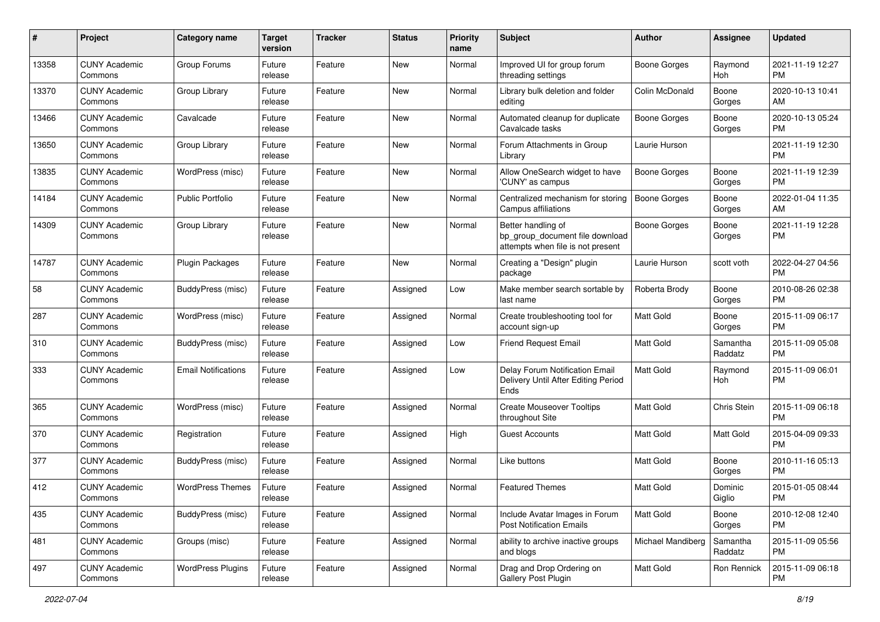| # | Project | Category name | Target version | Tracker | Status | Priority name | Subject | Author | Assignee | Updated |
|---|---|---|---|---|---|---|---|---|---|---|
| 13358 | CUNY Academic Commons | Group Forums | Future release | Feature | New | Normal | Improved UI for group forum threading settings | Boone Gorges | Raymond Hoh | 2021-11-19 12:27 PM |
| 13370 | CUNY Academic Commons | Group Library | Future release | Feature | New | Normal | Library bulk deletion and folder editing | Colin McDonald | Boone Gorges | 2020-10-13 10:41 AM |
| 13466 | CUNY Academic Commons | Cavalcade | Future release | Feature | New | Normal | Automated cleanup for duplicate Cavalcade tasks | Boone Gorges | Boone Gorges | 2020-10-13 05:24 PM |
| 13650 | CUNY Academic Commons | Group Library | Future release | Feature | New | Normal | Forum Attachments in Group Library | Laurie Hurson | | 2021-11-19 12:30 PM |
| 13835 | CUNY Academic Commons | WordPress (misc) | Future release | Feature | New | Normal | Allow OneSearch widget to have 'CUNY' as campus | Boone Gorges | Boone Gorges | 2021-11-19 12:39 PM |
| 14184 | CUNY Academic Commons | Public Portfolio | Future release | Feature | New | Normal | Centralized mechanism for storing Campus affiliations | Boone Gorges | Boone Gorges | 2022-01-04 11:35 AM |
| 14309 | CUNY Academic Commons | Group Library | Future release | Feature | New | Normal | Better handling of bp_group_document file download attempts when file is not present | Boone Gorges | Boone Gorges | 2021-11-19 12:28 PM |
| 14787 | CUNY Academic Commons | Plugin Packages | Future release | Feature | New | Normal | Creating a "Design" plugin package | Laurie Hurson | scott voth | 2022-04-27 04:56 PM |
| 58 | CUNY Academic Commons | BuddyPress (misc) | Future release | Feature | Assigned | Low | Make member search sortable by last name | Roberta Brody | Boone Gorges | 2010-08-26 02:38 PM |
| 287 | CUNY Academic Commons | WordPress (misc) | Future release | Feature | Assigned | Normal | Create troubleshooting tool for account sign-up | Matt Gold | Boone Gorges | 2015-11-09 06:17 PM |
| 310 | CUNY Academic Commons | BuddyPress (misc) | Future release | Feature | Assigned | Low | Friend Request Email | Matt Gold | Samantha Raddatz | 2015-11-09 05:08 PM |
| 333 | CUNY Academic Commons | Email Notifications | Future release | Feature | Assigned | Low | Delay Forum Notification Email Delivery Until After Editing Period Ends | Matt Gold | Raymond Hoh | 2015-11-09 06:01 PM |
| 365 | CUNY Academic Commons | WordPress (misc) | Future release | Feature | Assigned | Normal | Create Mouseover Tooltips throughout Site | Matt Gold | Chris Stein | 2015-11-09 06:18 PM |
| 370 | CUNY Academic Commons | Registration | Future release | Feature | Assigned | High | Guest Accounts | Matt Gold | Matt Gold | 2015-04-09 09:33 PM |
| 377 | CUNY Academic Commons | BuddyPress (misc) | Future release | Feature | Assigned | Normal | Like buttons | Matt Gold | Boone Gorges | 2010-11-16 05:13 PM |
| 412 | CUNY Academic Commons | WordPress Themes | Future release | Feature | Assigned | Normal | Featured Themes | Matt Gold | Dominic Giglio | 2015-01-05 08:44 PM |
| 435 | CUNY Academic Commons | BuddyPress (misc) | Future release | Feature | Assigned | Normal | Include Avatar Images in Forum Post Notification Emails | Matt Gold | Boone Gorges | 2010-12-08 12:40 PM |
| 481 | CUNY Academic Commons | Groups (misc) | Future release | Feature | Assigned | Normal | ability to archive inactive groups and blogs | Michael Mandiberg | Samantha Raddatz | 2015-11-09 05:56 PM |
| 497 | CUNY Academic Commons | WordPress Plugins | Future release | Feature | Assigned | Normal | Drag and Drop Ordering on Gallery Post Plugin | Matt Gold | Ron Rennick | 2015-11-09 06:18 PM |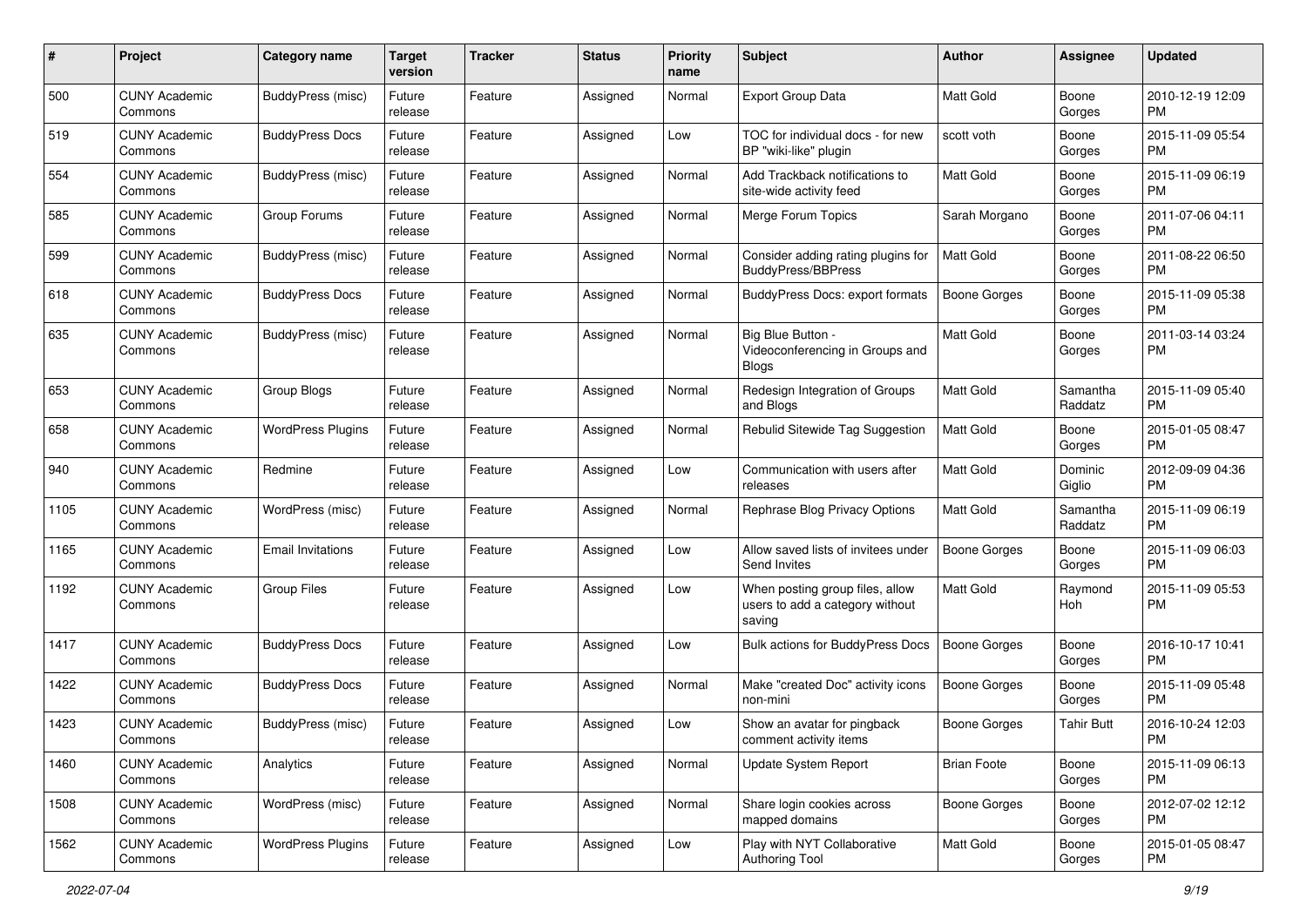| # | Project | Category name | Target version | Tracker | Status | Priority name | Subject | Author | Assignee | Updated |
|---|---|---|---|---|---|---|---|---|---|---|
| 500 | CUNY Academic Commons | BuddyPress (misc) | Future release | Feature | Assigned | Normal | Export Group Data | Matt Gold | Boone Gorges | 2010-12-19 12:09 PM |
| 519 | CUNY Academic Commons | BuddyPress Docs | Future release | Feature | Assigned | Low | TOC for individual docs - for new BP "wiki-like" plugin | scott voth | Boone Gorges | 2015-11-09 05:54 PM |
| 554 | CUNY Academic Commons | BuddyPress (misc) | Future release | Feature | Assigned | Normal | Add Trackback notifications to site-wide activity feed | Matt Gold | Boone Gorges | 2015-11-09 06:19 PM |
| 585 | CUNY Academic Commons | Group Forums | Future release | Feature | Assigned | Normal | Merge Forum Topics | Sarah Morgano | Boone Gorges | 2011-07-06 04:11 PM |
| 599 | CUNY Academic Commons | BuddyPress (misc) | Future release | Feature | Assigned | Normal | Consider adding rating plugins for BuddyPress/BBPress | Matt Gold | Boone Gorges | 2011-08-22 06:50 PM |
| 618 | CUNY Academic Commons | BuddyPress Docs | Future release | Feature | Assigned | Normal | BuddyPress Docs: export formats | Boone Gorges | Boone Gorges | 2015-11-09 05:38 PM |
| 635 | CUNY Academic Commons | BuddyPress (misc) | Future release | Feature | Assigned | Normal | Big Blue Button - Videoconferencing in Groups and Blogs | Matt Gold | Boone Gorges | 2011-03-14 03:24 PM |
| 653 | CUNY Academic Commons | Group Blogs | Future release | Feature | Assigned | Normal | Redesign Integration of Groups and Blogs | Matt Gold | Samantha Raddatz | 2015-11-09 05:40 PM |
| 658 | CUNY Academic Commons | WordPress Plugins | Future release | Feature | Assigned | Normal | Rebulid Sitewide Tag Suggestion | Matt Gold | Boone Gorges | 2015-01-05 08:47 PM |
| 940 | CUNY Academic Commons | Redmine | Future release | Feature | Assigned | Low | Communication with users after releases | Matt Gold | Dominic Giglio | 2012-09-09 04:36 PM |
| 1105 | CUNY Academic Commons | WordPress (misc) | Future release | Feature | Assigned | Normal | Rephrase Blog Privacy Options | Matt Gold | Samantha Raddatz | 2015-11-09 06:19 PM |
| 1165 | CUNY Academic Commons | Email Invitations | Future release | Feature | Assigned | Low | Allow saved lists of invitees under Send Invites | Boone Gorges | Boone Gorges | 2015-11-09 06:03 PM |
| 1192 | CUNY Academic Commons | Group Files | Future release | Feature | Assigned | Low | When posting group files, allow users to add a category without saving | Matt Gold | Raymond Hoh | 2015-11-09 05:53 PM |
| 1417 | CUNY Academic Commons | BuddyPress Docs | Future release | Feature | Assigned | Low | Bulk actions for BuddyPress Docs | Boone Gorges | Boone Gorges | 2016-10-17 10:41 PM |
| 1422 | CUNY Academic Commons | BuddyPress Docs | Future release | Feature | Assigned | Normal | Make "created Doc" activity icons non-mini | Boone Gorges | Boone Gorges | 2015-11-09 05:48 PM |
| 1423 | CUNY Academic Commons | BuddyPress (misc) | Future release | Feature | Assigned | Low | Show an avatar for pingback comment activity items | Boone Gorges | Tahir Butt | 2016-10-24 12:03 PM |
| 1460 | CUNY Academic Commons | Analytics | Future release | Feature | Assigned | Normal | Update System Report | Brian Foote | Boone Gorges | 2015-11-09 06:13 PM |
| 1508 | CUNY Academic Commons | WordPress (misc) | Future release | Feature | Assigned | Normal | Share login cookies across mapped domains | Boone Gorges | Boone Gorges | 2012-07-02 12:12 PM |
| 1562 | CUNY Academic Commons | WordPress Plugins | Future release | Feature | Assigned | Low | Play with NYT Collaborative Authoring Tool | Matt Gold | Boone Gorges | 2015-01-05 08:47 PM |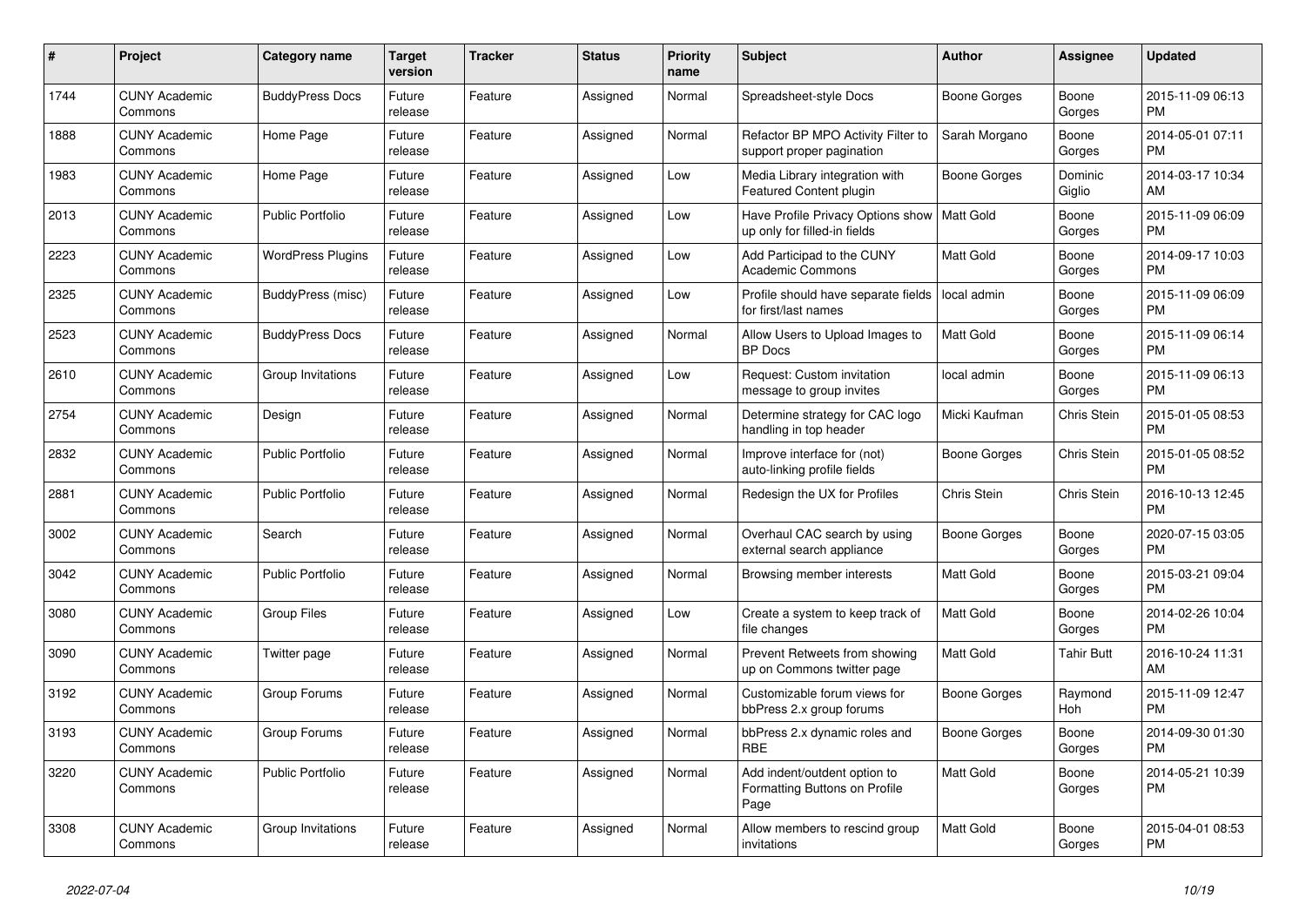| # | Project | Category name | Target version | Tracker | Status | Priority name | Subject | Author | Assignee | Updated |
|---|---|---|---|---|---|---|---|---|---|---|
| 1744 | CUNY Academic Commons | BuddyPress Docs | Future release | Feature | Assigned | Normal | Spreadsheet-style Docs | Boone Gorges | Boone Gorges | 2015-11-09 06:13 PM |
| 1888 | CUNY Academic Commons | Home Page | Future release | Feature | Assigned | Normal | Refactor BP MPO Activity Filter to support proper pagination | Sarah Morgano | Boone Gorges | 2014-05-01 07:11 PM |
| 1983 | CUNY Academic Commons | Home Page | Future release | Feature | Assigned | Low | Media Library integration with Featured Content plugin | Boone Gorges | Dominic Giglio | 2014-03-17 10:34 AM |
| 2013 | CUNY Academic Commons | Public Portfolio | Future release | Feature | Assigned | Low | Have Profile Privacy Options show up only for filled-in fields | Matt Gold | Boone Gorges | 2015-11-09 06:09 PM |
| 2223 | CUNY Academic Commons | WordPress Plugins | Future release | Feature | Assigned | Low | Add Participad to the CUNY Academic Commons | Matt Gold | Boone Gorges | 2014-09-17 10:03 PM |
| 2325 | CUNY Academic Commons | BuddyPress (misc) | Future release | Feature | Assigned | Low | Profile should have separate fields for first/last names | local admin | Boone Gorges | 2015-11-09 06:09 PM |
| 2523 | CUNY Academic Commons | BuddyPress Docs | Future release | Feature | Assigned | Normal | Allow Users to Upload Images to BP Docs | Matt Gold | Boone Gorges | 2015-11-09 06:14 PM |
| 2610 | CUNY Academic Commons | Group Invitations | Future release | Feature | Assigned | Low | Request: Custom invitation message to group invites | local admin | Boone Gorges | 2015-11-09 06:13 PM |
| 2754 | CUNY Academic Commons | Design | Future release | Feature | Assigned | Normal | Determine strategy for CAC logo handling in top header | Micki Kaufman | Chris Stein | 2015-01-05 08:53 PM |
| 2832 | CUNY Academic Commons | Public Portfolio | Future release | Feature | Assigned | Normal | Improve interface for (not) auto-linking profile fields | Boone Gorges | Chris Stein | 2015-01-05 08:52 PM |
| 2881 | CUNY Academic Commons | Public Portfolio | Future release | Feature | Assigned | Normal | Redesign the UX for Profiles | Chris Stein | Chris Stein | 2016-10-13 12:45 PM |
| 3002 | CUNY Academic Commons | Search | Future release | Feature | Assigned | Normal | Overhaul CAC search by using external search appliance | Boone Gorges | Boone Gorges | 2020-07-15 03:05 PM |
| 3042 | CUNY Academic Commons | Public Portfolio | Future release | Feature | Assigned | Normal | Browsing member interests | Matt Gold | Boone Gorges | 2015-03-21 09:04 PM |
| 3080 | CUNY Academic Commons | Group Files | Future release | Feature | Assigned | Low | Create a system to keep track of file changes | Matt Gold | Boone Gorges | 2014-02-26 10:04 PM |
| 3090 | CUNY Academic Commons | Twitter page | Future release | Feature | Assigned | Normal | Prevent Retweets from showing up on Commons twitter page | Matt Gold | Tahir Butt | 2016-10-24 11:31 AM |
| 3192 | CUNY Academic Commons | Group Forums | Future release | Feature | Assigned | Normal | Customizable forum views for bbPress 2.x group forums | Boone Gorges | Raymond Hoh | 2015-11-09 12:47 PM |
| 3193 | CUNY Academic Commons | Group Forums | Future release | Feature | Assigned | Normal | bbPress 2.x dynamic roles and RBE | Boone Gorges | Boone Gorges | 2014-09-30 01:30 PM |
| 3220 | CUNY Academic Commons | Public Portfolio | Future release | Feature | Assigned | Normal | Add indent/outdent option to Formatting Buttons on Profile Page | Matt Gold | Boone Gorges | 2014-05-21 10:39 PM |
| 3308 | CUNY Academic Commons | Group Invitations | Future release | Feature | Assigned | Normal | Allow members to rescind group invitations | Matt Gold | Boone Gorges | 2015-04-01 08:53 PM |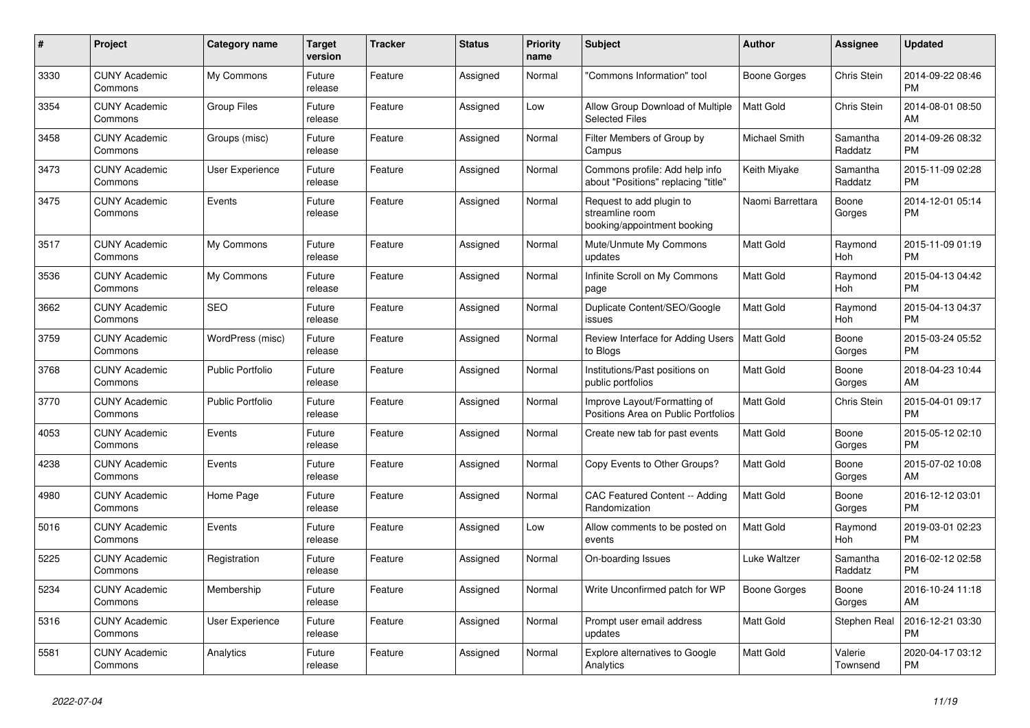| # | Project | Category name | Target version | Tracker | Status | Priority name | Subject | Author | Assignee | Updated |
|---|---|---|---|---|---|---|---|---|---|---|
| 3330 | CUNY Academic Commons | My Commons | Future release | Feature | Assigned | Normal | "Commons Information" tool | Boone Gorges | Chris Stein | 2014-09-22 08:46 PM |
| 3354 | CUNY Academic Commons | Group Files | Future release | Feature | Assigned | Low | Allow Group Download of Multiple Selected Files | Matt Gold | Chris Stein | 2014-08-01 08:50 AM |
| 3458 | CUNY Academic Commons | Groups (misc) | Future release | Feature | Assigned | Normal | Filter Members of Group by Campus | Michael Smith | Samantha Raddatz | 2014-09-26 08:32 PM |
| 3473 | CUNY Academic Commons | User Experience | Future release | Feature | Assigned | Normal | Commons profile: Add help info about "Positions" replacing "title" | Keith Miyake | Samantha Raddatz | 2015-11-09 02:28 PM |
| 3475 | CUNY Academic Commons | Events | Future release | Feature | Assigned | Normal | Request to add plugin to streamline room booking/appointment booking | Naomi Barrettara | Boone Gorges | 2014-12-01 05:14 PM |
| 3517 | CUNY Academic Commons | My Commons | Future release | Feature | Assigned | Normal | Mute/Unmute My Commons updates | Matt Gold | Raymond Hoh | 2015-11-09 01:19 PM |
| 3536 | CUNY Academic Commons | My Commons | Future release | Feature | Assigned | Normal | Infinite Scroll on My Commons page | Matt Gold | Raymond Hoh | 2015-04-13 04:42 PM |
| 3662 | CUNY Academic Commons | SEO | Future release | Feature | Assigned | Normal | Duplicate Content/SEO/Google issues | Matt Gold | Raymond Hoh | 2015-04-13 04:37 PM |
| 3759 | CUNY Academic Commons | WordPress (misc) | Future release | Feature | Assigned | Normal | Review Interface for Adding Users to Blogs | Matt Gold | Boone Gorges | 2015-03-24 05:52 PM |
| 3768 | CUNY Academic Commons | Public Portfolio | Future release | Feature | Assigned | Normal | Institutions/Past positions on public portfolios | Matt Gold | Boone Gorges | 2018-04-23 10:44 AM |
| 3770 | CUNY Academic Commons | Public Portfolio | Future release | Feature | Assigned | Normal | Improve Layout/Formatting of Positions Area on Public Portfolios | Matt Gold | Chris Stein | 2015-04-01 09:17 PM |
| 4053 | CUNY Academic Commons | Events | Future release | Feature | Assigned | Normal | Create new tab for past events | Matt Gold | Boone Gorges | 2015-05-12 02:10 PM |
| 4238 | CUNY Academic Commons | Events | Future release | Feature | Assigned | Normal | Copy Events to Other Groups? | Matt Gold | Boone Gorges | 2015-07-02 10:08 AM |
| 4980 | CUNY Academic Commons | Home Page | Future release | Feature | Assigned | Normal | CAC Featured Content -- Adding Randomization | Matt Gold | Boone Gorges | 2016-12-12 03:01 PM |
| 5016 | CUNY Academic Commons | Events | Future release | Feature | Assigned | Low | Allow comments to be posted on events | Matt Gold | Raymond Hoh | 2019-03-01 02:23 PM |
| 5225 | CUNY Academic Commons | Registration | Future release | Feature | Assigned | Normal | On-boarding Issues | Luke Waltzer | Samantha Raddatz | 2016-02-12 02:58 PM |
| 5234 | CUNY Academic Commons | Membership | Future release | Feature | Assigned | Normal | Write Unconfirmed patch for WP | Boone Gorges | Boone Gorges | 2016-10-24 11:18 AM |
| 5316 | CUNY Academic Commons | User Experience | Future release | Feature | Assigned | Normal | Prompt user email address updates | Matt Gold | Stephen Real | 2016-12-21 03:30 PM |
| 5581 | CUNY Academic Commons | Analytics | Future release | Feature | Assigned | Normal | Explore alternatives to Google Analytics | Matt Gold | Valerie Townsend | 2020-04-17 03:12 PM |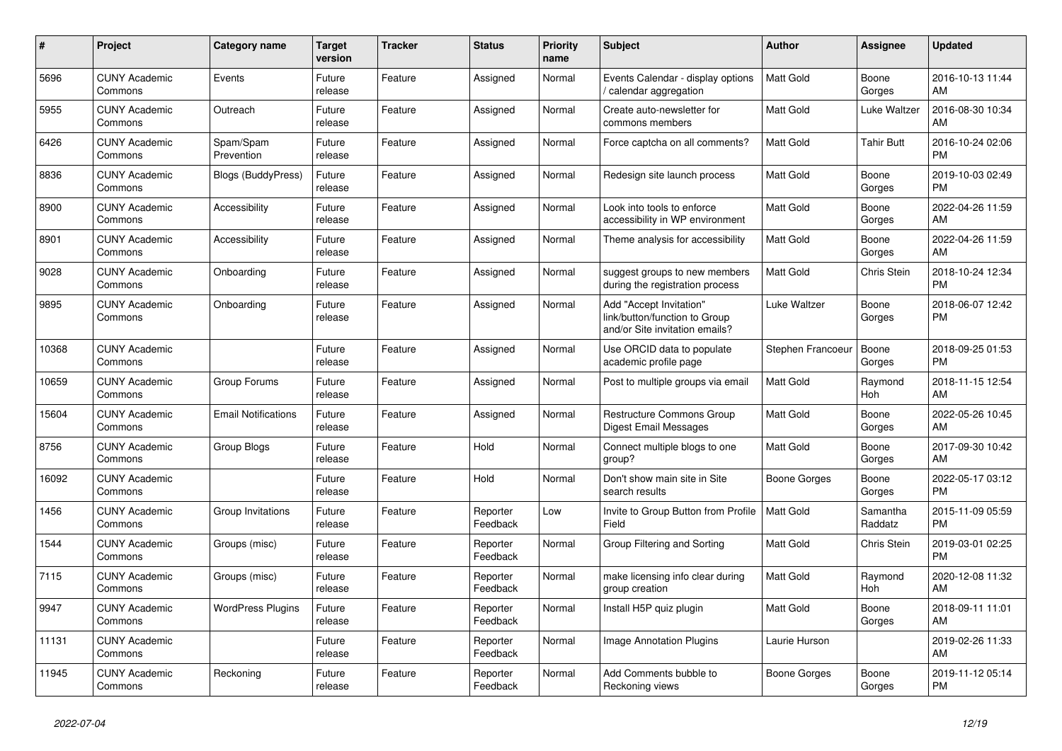| # | Project | Category name | Target version | Tracker | Status | Priority name | Subject | Author | Assignee | Updated |
|---|---|---|---|---|---|---|---|---|---|---|
| 5696 | CUNY Academic Commons | Events | Future release | Feature | Assigned | Normal | Events Calendar - display options / calendar aggregation | Matt Gold | Boone Gorges | 2016-10-13 11:44 AM |
| 5955 | CUNY Academic Commons | Outreach | Future release | Feature | Assigned | Normal | Create auto-newsletter for commons members | Matt Gold | Luke Waltzer | 2016-08-30 10:34 AM |
| 6426 | CUNY Academic Commons | Spam/Spam Prevention | Future release | Feature | Assigned | Normal | Force captcha on all comments? | Matt Gold | Tahir Butt | 2016-10-24 02:06 PM |
| 8836 | CUNY Academic Commons | Blogs (BuddyPress) | Future release | Feature | Assigned | Normal | Redesign site launch process | Matt Gold | Boone Gorges | 2019-10-03 02:49 PM |
| 8900 | CUNY Academic Commons | Accessibility | Future release | Feature | Assigned | Normal | Look into tools to enforce accessibility in WP environment | Matt Gold | Boone Gorges | 2022-04-26 11:59 AM |
| 8901 | CUNY Academic Commons | Accessibility | Future release | Feature | Assigned | Normal | Theme analysis for accessibility | Matt Gold | Boone Gorges | 2022-04-26 11:59 AM |
| 9028 | CUNY Academic Commons | Onboarding | Future release | Feature | Assigned | Normal | suggest groups to new members during the registration process | Matt Gold | Chris Stein | 2018-10-24 12:34 PM |
| 9895 | CUNY Academic Commons | Onboarding | Future release | Feature | Assigned | Normal | Add "Accept Invitation" link/button/function to Group and/or Site invitation emails? | Luke Waltzer | Boone Gorges | 2018-06-07 12:42 PM |
| 10368 | CUNY Academic Commons | | Future release | Feature | Assigned | Normal | Use ORCID data to populate academic profile page | Stephen Francoeur | Boone Gorges | 2018-09-25 01:53 PM |
| 10659 | CUNY Academic Commons | Group Forums | Future release | Feature | Assigned | Normal | Post to multiple groups via email | Matt Gold | Raymond Hoh | 2018-11-15 12:54 AM |
| 15604 | CUNY Academic Commons | Email Notifications | Future release | Feature | Assigned | Normal | Restructure Commons Group Digest Email Messages | Matt Gold | Boone Gorges | 2022-05-26 10:45 AM |
| 8756 | CUNY Academic Commons | Group Blogs | Future release | Feature | Hold | Normal | Connect multiple blogs to one group? | Matt Gold | Boone Gorges | 2017-09-30 10:42 AM |
| 16092 | CUNY Academic Commons | | Future release | Feature | Hold | Normal | Don't show main site in Site search results | Boone Gorges | Boone Gorges | 2022-05-17 03:12 PM |
| 1456 | CUNY Academic Commons | Group Invitations | Future release | Feature | Reporter Feedback | Low | Invite to Group Button from Profile Field | Matt Gold | Samantha Raddatz | 2015-11-09 05:59 PM |
| 1544 | CUNY Academic Commons | Groups (misc) | Future release | Feature | Reporter Feedback | Normal | Group Filtering and Sorting | Matt Gold | Chris Stein | 2019-03-01 02:25 PM |
| 7115 | CUNY Academic Commons | Groups (misc) | Future release | Feature | Reporter Feedback | Normal | make licensing info clear during group creation | Matt Gold | Raymond Hoh | 2020-12-08 11:32 AM |
| 9947 | CUNY Academic Commons | WordPress Plugins | Future release | Feature | Reporter Feedback | Normal | Install H5P quiz plugin | Matt Gold | Boone Gorges | 2018-09-11 11:01 AM |
| 11131 | CUNY Academic Commons | | Future release | Feature | Reporter Feedback | Normal | Image Annotation Plugins | Laurie Hurson | | 2019-02-26 11:33 AM |
| 11945 | CUNY Academic Commons | Reckoning | Future release | Feature | Reporter Feedback | Normal | Add Comments bubble to Reckoning views | Boone Gorges | Boone Gorges | 2019-11-12 05:14 PM |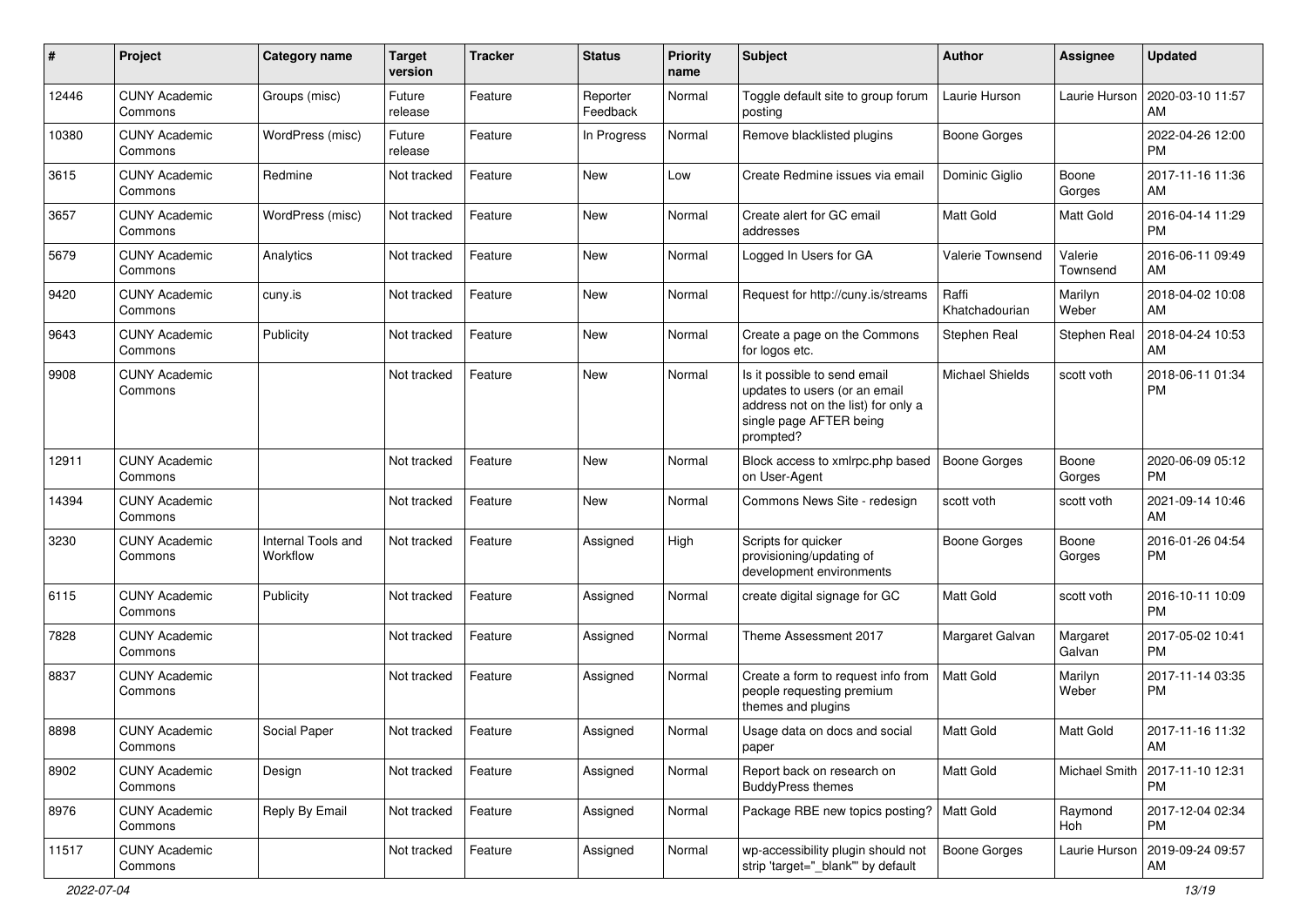| # | Project | Category name | Target version | Tracker | Status | Priority name | Subject | Author | Assignee | Updated |
|---|---|---|---|---|---|---|---|---|---|---|
| 12446 | CUNY Academic Commons | Groups (misc) | Future release | Feature | Reporter Feedback | Normal | Toggle default site to group forum posting | Laurie Hurson | Laurie Hurson | 2020-03-10 11:57 AM |
| 10380 | CUNY Academic Commons | WordPress (misc) | Future release | Feature | In Progress | Normal | Remove blacklisted plugins | Boone Gorges | | 2022-04-26 12:00 PM |
| 3615 | CUNY Academic Commons | Redmine | Not tracked | Feature | New | Low | Create Redmine issues via email | Dominic Giglio | Boone Gorges | 2017-11-16 11:36 AM |
| 3657 | CUNY Academic Commons | WordPress (misc) | Not tracked | Feature | New | Normal | Create alert for GC email addresses | Matt Gold | Matt Gold | 2016-04-14 11:29 PM |
| 5679 | CUNY Academic Commons | Analytics | Not tracked | Feature | New | Normal | Logged In Users for GA | Valerie Townsend | Valerie Townsend | 2016-06-11 09:49 AM |
| 9420 | CUNY Academic Commons | cuny.is | Not tracked | Feature | New | Normal | Request for http://cuny.is/streams | Raffi Khatchadourian | Marilyn Weber | 2018-04-02 10:08 AM |
| 9643 | CUNY Academic Commons | Publicity | Not tracked | Feature | New | Normal | Create a page on the Commons for logos etc. | Stephen Real | Stephen Real | 2018-04-24 10:53 AM |
| 9908 | CUNY Academic Commons | | Not tracked | Feature | New | Normal | Is it possible to send email updates to users (or an email address not on the list) for only a single page AFTER being prompted? | Michael Shields | scott voth | 2018-06-11 01:34 PM |
| 12911 | CUNY Academic Commons | | Not tracked | Feature | New | Normal | Block access to xmlrpc.php based on User-Agent | Boone Gorges | Boone Gorges | 2020-06-09 05:12 PM |
| 14394 | CUNY Academic Commons | | Not tracked | Feature | New | Normal | Commons News Site - redesign | scott voth | scott voth | 2021-09-14 10:46 AM |
| 3230 | CUNY Academic Commons | Internal Tools and Workflow | Not tracked | Feature | Assigned | High | Scripts for quicker provisioning/updating of development environments | Boone Gorges | Boone Gorges | 2016-01-26 04:54 PM |
| 6115 | CUNY Academic Commons | Publicity | Not tracked | Feature | Assigned | Normal | create digital signage for GC | Matt Gold | scott voth | 2016-10-11 10:09 PM |
| 7828 | CUNY Academic Commons | | Not tracked | Feature | Assigned | Normal | Theme Assessment 2017 | Margaret Galvan | Margaret Galvan | 2017-05-02 10:41 PM |
| 8837 | CUNY Academic Commons | | Not tracked | Feature | Assigned | Normal | Create a form to request info from people requesting premium themes and plugins | Matt Gold | Marilyn Weber | 2017-11-14 03:35 PM |
| 8898 | CUNY Academic Commons | Social Paper | Not tracked | Feature | Assigned | Normal | Usage data on docs and social paper | Matt Gold | Matt Gold | 2017-11-16 11:32 AM |
| 8902 | CUNY Academic Commons | Design | Not tracked | Feature | Assigned | Normal | Report back on research on BuddyPress themes | Matt Gold | Michael Smith | 2017-11-10 12:31 PM |
| 8976 | CUNY Academic Commons | Reply By Email | Not tracked | Feature | Assigned | Normal | Package RBE new topics posting? | Matt Gold | Raymond Hoh | 2017-12-04 02:34 PM |
| 11517 | CUNY Academic Commons | | Not tracked | Feature | Assigned | Normal | wp-accessibility plugin should not strip 'target="_blank"' by default | Boone Gorges | Laurie Hurson | 2019-09-24 09:57 AM |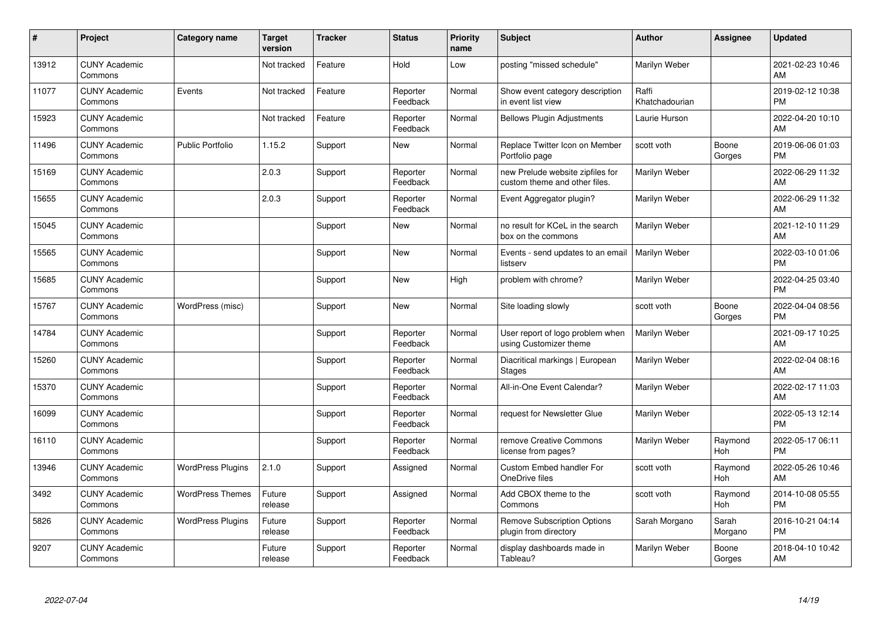| # | Project | Category name | Target version | Tracker | Status | Priority name | Subject | Author | Assignee | Updated |
|---|---|---|---|---|---|---|---|---|---|---|
| 13912 | CUNY Academic Commons | | Not tracked | Feature | Hold | Low | posting "missed schedule" | Marilyn Weber | | 2021-02-23 10:46 AM |
| 11077 | CUNY Academic Commons | Events | Not tracked | Feature | Reporter Feedback | Normal | Show event category description in event list view | Raffi Khatchadourian | | 2019-02-12 10:38 PM |
| 15923 | CUNY Academic Commons | | Not tracked | Feature | Reporter Feedback | Normal | Bellows Plugin Adjustments | Laurie Hurson | | 2022-04-20 10:10 AM |
| 11496 | CUNY Academic Commons | Public Portfolio | 1.15.2 | Support | New | Normal | Replace Twitter Icon on Member Portfolio page | scott voth | Boone Gorges | 2019-06-06 01:03 PM |
| 15169 | CUNY Academic Commons | | 2.0.3 | Support | Reporter Feedback | Normal | new Prelude website zipfiles for custom theme and other files. | Marilyn Weber | | 2022-06-29 11:32 AM |
| 15655 | CUNY Academic Commons | | 2.0.3 | Support | Reporter Feedback | Normal | Event Aggregator plugin? | Marilyn Weber | | 2022-06-29 11:32 AM |
| 15045 | CUNY Academic Commons | | | Support | New | Normal | no result for KCeL in the search box on the commons | Marilyn Weber | | 2021-12-10 11:29 AM |
| 15565 | CUNY Academic Commons | | | Support | New | Normal | Events - send updates to an email listserv | Marilyn Weber | | 2022-03-10 01:06 PM |
| 15685 | CUNY Academic Commons | | | Support | New | High | problem with chrome? | Marilyn Weber | | 2022-04-25 03:40 PM |
| 15767 | CUNY Academic Commons | WordPress (misc) | | Support | New | Normal | Site loading slowly | scott voth | Boone Gorges | 2022-04-04 08:56 PM |
| 14784 | CUNY Academic Commons | | | Support | Reporter Feedback | Normal | User report of logo problem when using Customizer theme | Marilyn Weber | | 2021-09-17 10:25 AM |
| 15260 | CUNY Academic Commons | | | Support | Reporter Feedback | Normal | Diacritical markings \| European Stages | Marilyn Weber | | 2022-02-04 08:16 AM |
| 15370 | CUNY Academic Commons | | | Support | Reporter Feedback | Normal | All-in-One Event Calendar? | Marilyn Weber | | 2022-02-17 11:03 AM |
| 16099 | CUNY Academic Commons | | | Support | Reporter Feedback | Normal | request for Newsletter Glue | Marilyn Weber | | 2022-05-13 12:14 PM |
| 16110 | CUNY Academic Commons | | | Support | Reporter Feedback | Normal | remove Creative Commons license from pages? | Marilyn Weber | Raymond Hoh | 2022-05-17 06:11 PM |
| 13946 | CUNY Academic Commons | WordPress Plugins | 2.1.0 | Support | Assigned | Normal | Custom Embed handler For OneDrive files | scott voth | Raymond Hoh | 2022-05-26 10:46 AM |
| 3492 | CUNY Academic Commons | WordPress Themes | Future release | Support | Assigned | Normal | Add CBOX theme to the Commons | scott voth | Raymond Hoh | 2014-10-08 05:55 PM |
| 5826 | CUNY Academic Commons | WordPress Plugins | Future release | Support | Reporter Feedback | Normal | Remove Subscription Options plugin from directory | Sarah Morgano | Sarah Morgano | 2016-10-21 04:14 PM |
| 9207 | CUNY Academic Commons | | Future release | Support | Reporter Feedback | Normal | display dashboards made in Tableau? | Marilyn Weber | Boone Gorges | 2018-04-10 10:42 AM |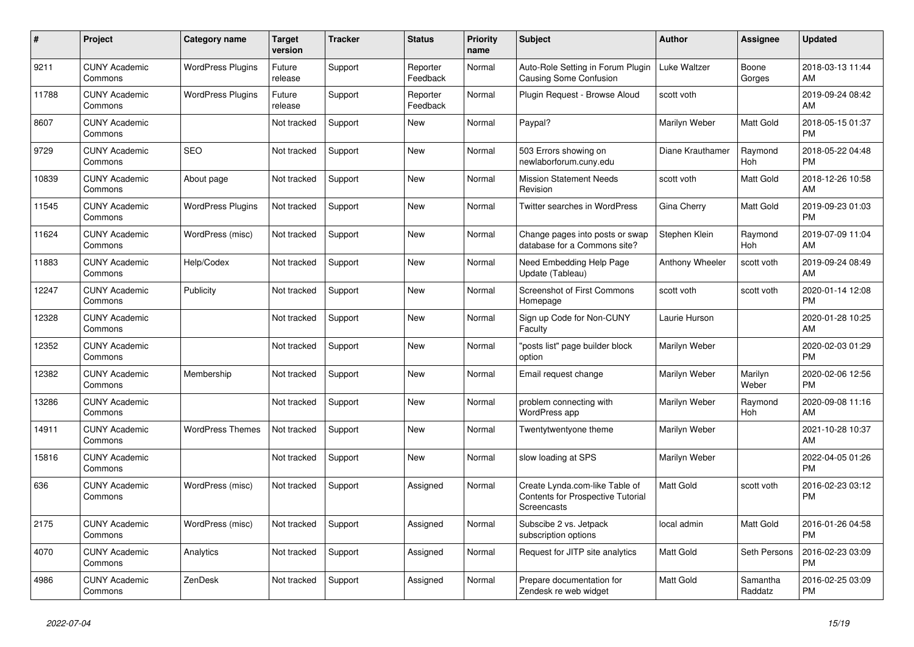| # | Project | Category name | Target version | Tracker | Status | Priority name | Subject | Author | Assignee | Updated |
|---|---|---|---|---|---|---|---|---|---|---|
| 9211 | CUNY Academic Commons | WordPress Plugins | Future release | Support | Reporter Feedback | Normal | Auto-Role Setting in Forum Plugin Causing Some Confusion | Luke Waltzer | Boone Gorges | 2018-03-13 11:44 AM |
| 11788 | CUNY Academic Commons | WordPress Plugins | Future release | Support | Reporter Feedback | Normal | Plugin Request - Browse Aloud | scott voth | | 2019-09-24 08:42 AM |
| 8607 | CUNY Academic Commons | | Not tracked | Support | New | Normal | Paypal? | Marilyn Weber | Matt Gold | 2018-05-15 01:37 PM |
| 9729 | CUNY Academic Commons | SEO | Not tracked | Support | New | Normal | 503 Errors showing on newlaborforum.cuny.edu | Diane Krauthamer | Raymond Hoh | 2018-05-22 04:48 PM |
| 10839 | CUNY Academic Commons | About page | Not tracked | Support | New | Normal | Mission Statement Needs Revision | scott voth | Matt Gold | 2018-12-26 10:58 AM |
| 11545 | CUNY Academic Commons | WordPress Plugins | Not tracked | Support | New | Normal | Twitter searches in WordPress | Gina Cherry | Matt Gold | 2019-09-23 01:03 PM |
| 11624 | CUNY Academic Commons | WordPress (misc) | Not tracked | Support | New | Normal | Change pages into posts or swap database for a Commons site? | Stephen Klein | Raymond Hoh | 2019-07-09 11:04 AM |
| 11883 | CUNY Academic Commons | Help/Codex | Not tracked | Support | New | Normal | Need Embedding Help Page Update (Tableau) | Anthony Wheeler | scott voth | 2019-09-24 08:49 AM |
| 12247 | CUNY Academic Commons | Publicity | Not tracked | Support | New | Normal | Screenshot of First Commons Homepage | scott voth | scott voth | 2020-01-14 12:08 PM |
| 12328 | CUNY Academic Commons | | Not tracked | Support | New | Normal | Sign up Code for Non-CUNY Faculty | Laurie Hurson | | 2020-01-28 10:25 AM |
| 12352 | CUNY Academic Commons | | Not tracked | Support | New | Normal | "posts list" page builder block option | Marilyn Weber | | 2020-02-03 01:29 PM |
| 12382 | CUNY Academic Commons | Membership | Not tracked | Support | New | Normal | Email request change | Marilyn Weber | Marilyn Weber | 2020-02-06 12:56 PM |
| 13286 | CUNY Academic Commons | | Not tracked | Support | New | Normal | problem connecting with WordPress app | Marilyn Weber | Raymond Hoh | 2020-09-08 11:16 AM |
| 14911 | CUNY Academic Commons | WordPress Themes | Not tracked | Support | New | Normal | Twentytwentyone theme | Marilyn Weber | | 2021-10-28 10:37 AM |
| 15816 | CUNY Academic Commons | | Not tracked | Support | New | Normal | slow loading at SPS | Marilyn Weber | | 2022-04-05 01:26 PM |
| 636 | CUNY Academic Commons | WordPress (misc) | Not tracked | Support | Assigned | Normal | Create Lynda.com-like Table of Contents for Prospective Tutorial Screencasts | Matt Gold | scott voth | 2016-02-23 03:12 PM |
| 2175 | CUNY Academic Commons | WordPress (misc) | Not tracked | Support | Assigned | Normal | Subscibe 2 vs. Jetpack subscription options | local admin | Matt Gold | 2016-01-26 04:58 PM |
| 4070 | CUNY Academic Commons | Analytics | Not tracked | Support | Assigned | Normal | Request for JITP site analytics | Matt Gold | Seth Persons | 2016-02-23 03:09 PM |
| 4986 | CUNY Academic Commons | ZenDesk | Not tracked | Support | Assigned | Normal | Prepare documentation for Zendesk re web widget | Matt Gold | Samantha Raddatz | 2016-02-25 03:09 PM |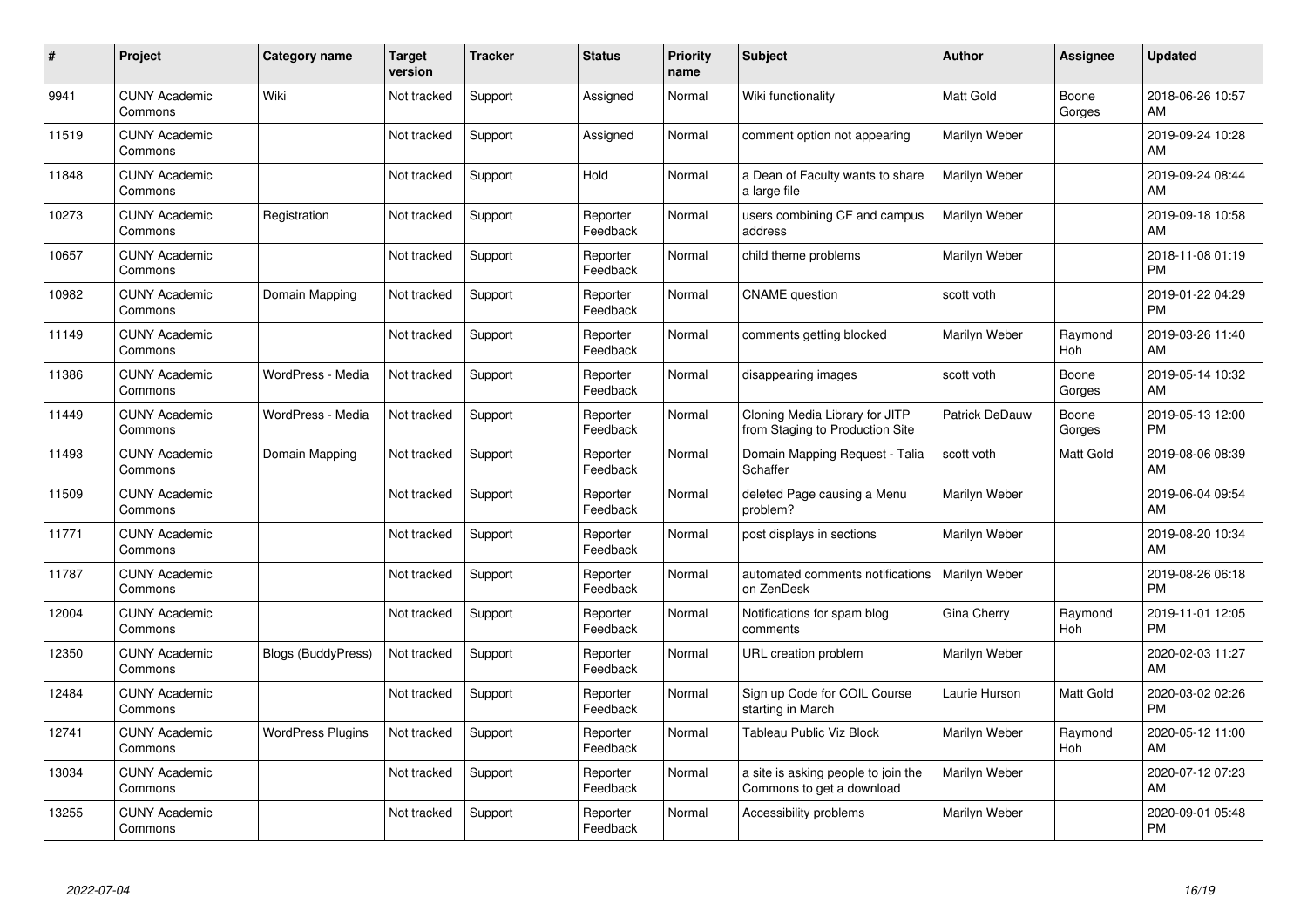| # | Project | Category name | Target version | Tracker | Status | Priority name | Subject | Author | Assignee | Updated |
|---|---|---|---|---|---|---|---|---|---|---|
| 9941 | CUNY Academic Commons | Wiki | Not tracked | Support | Assigned | Normal | Wiki functionality | Matt Gold | Boone Gorges | 2018-06-26 10:57 AM |
| 11519 | CUNY Academic Commons | | Not tracked | Support | Assigned | Normal | comment option not appearing | Marilyn Weber | | 2019-09-24 10:28 AM |
| 11848 | CUNY Academic Commons | | Not tracked | Support | Hold | Normal | a Dean of Faculty wants to share a large file | Marilyn Weber | | 2019-09-24 08:44 AM |
| 10273 | CUNY Academic Commons | Registration | Not tracked | Support | Reporter Feedback | Normal | users combining CF and campus address | Marilyn Weber | | 2019-09-18 10:58 AM |
| 10657 | CUNY Academic Commons | | Not tracked | Support | Reporter Feedback | Normal | child theme problems | Marilyn Weber | | 2018-11-08 01:19 PM |
| 10982 | CUNY Academic Commons | Domain Mapping | Not tracked | Support | Reporter Feedback | Normal | CNAME question | scott voth | | 2019-01-22 04:29 PM |
| 11149 | CUNY Academic Commons | | Not tracked | Support | Reporter Feedback | Normal | comments getting blocked | Marilyn Weber | Raymond Hoh | 2019-03-26 11:40 AM |
| 11386 | CUNY Academic Commons | WordPress - Media | Not tracked | Support | Reporter Feedback | Normal | disappearing images | scott voth | Boone Gorges | 2019-05-14 10:32 AM |
| 11449 | CUNY Academic Commons | WordPress - Media | Not tracked | Support | Reporter Feedback | Normal | Cloning Media Library for JITP from Staging to Production Site | Patrick DeDauw | Boone Gorges | 2019-05-13 12:00 PM |
| 11493 | CUNY Academic Commons | Domain Mapping | Not tracked | Support | Reporter Feedback | Normal | Domain Mapping Request - Talia Schaffer | scott voth | Matt Gold | 2019-08-06 08:39 AM |
| 11509 | CUNY Academic Commons | | Not tracked | Support | Reporter Feedback | Normal | deleted Page causing a Menu problem? | Marilyn Weber | | 2019-06-04 09:54 AM |
| 11771 | CUNY Academic Commons | | Not tracked | Support | Reporter Feedback | Normal | post displays in sections | Marilyn Weber | | 2019-08-20 10:34 AM |
| 11787 | CUNY Academic Commons | | Not tracked | Support | Reporter Feedback | Normal | automated comments notifications on ZenDesk | Marilyn Weber | | 2019-08-26 06:18 PM |
| 12004 | CUNY Academic Commons | | Not tracked | Support | Reporter Feedback | Normal | Notifications for spam blog comments | Gina Cherry | Raymond Hoh | 2019-11-01 12:05 PM |
| 12350 | CUNY Academic Commons | Blogs (BuddyPress) | Not tracked | Support | Reporter Feedback | Normal | URL creation problem | Marilyn Weber | | 2020-02-03 11:27 AM |
| 12484 | CUNY Academic Commons | | Not tracked | Support | Reporter Feedback | Normal | Sign up Code for COIL Course starting in March | Laurie Hurson | Matt Gold | 2020-03-02 02:26 PM |
| 12741 | CUNY Academic Commons | WordPress Plugins | Not tracked | Support | Reporter Feedback | Normal | Tableau Public Viz Block | Marilyn Weber | Raymond Hoh | 2020-05-12 11:00 AM |
| 13034 | CUNY Academic Commons | | Not tracked | Support | Reporter Feedback | Normal | a site is asking people to join the Commons to get a download | Marilyn Weber | | 2020-07-12 07:23 AM |
| 13255 | CUNY Academic Commons | | Not tracked | Support | Reporter Feedback | Normal | Accessibility problems | Marilyn Weber | | 2020-09-01 05:48 PM |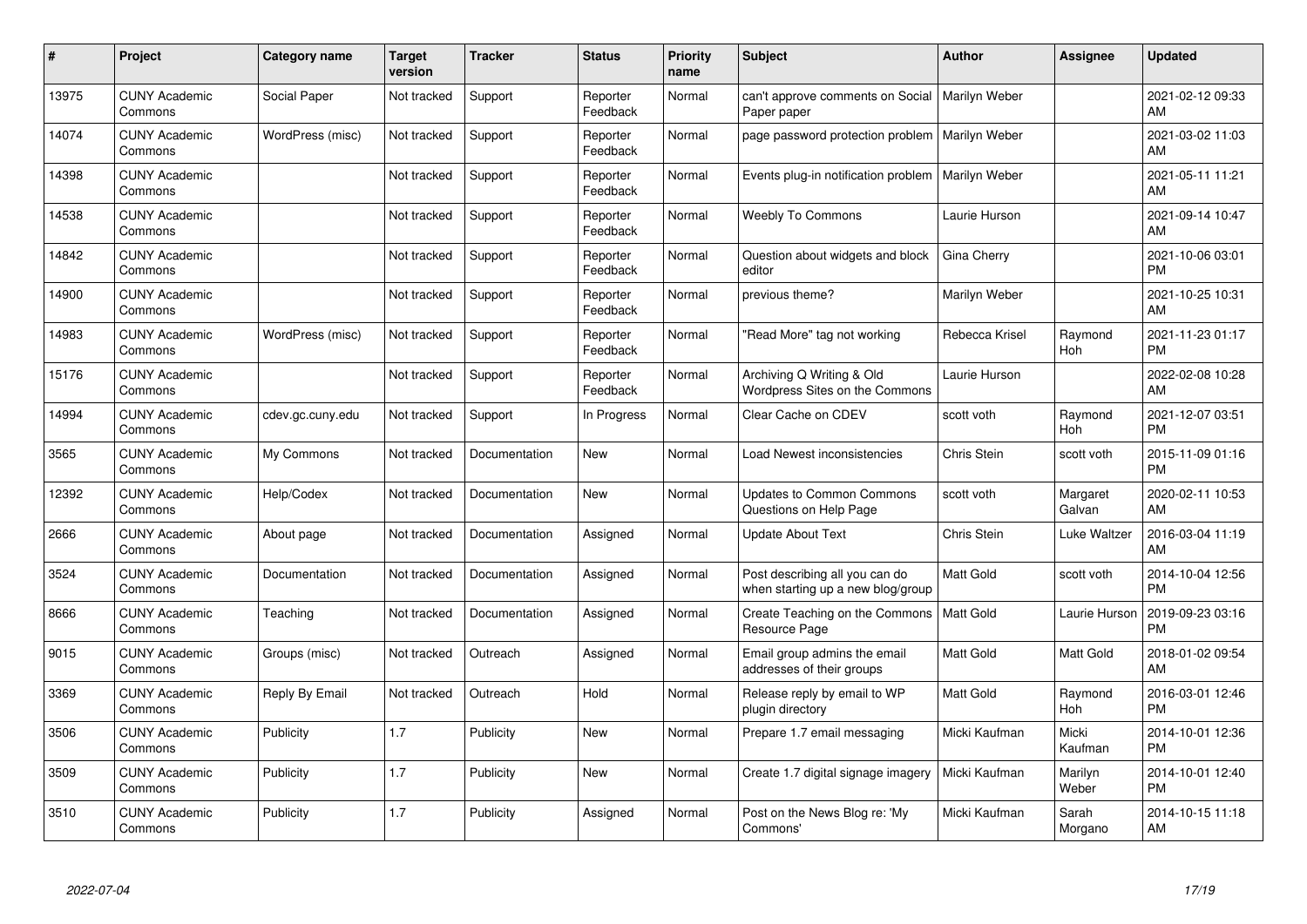| # | Project | Category name | Target version | Tracker | Status | Priority name | Subject | Author | Assignee | Updated |
|---|---|---|---|---|---|---|---|---|---|---|
| 13975 | CUNY Academic Commons | Social Paper | Not tracked | Support | Reporter Feedback | Normal | can't approve comments on Social Paper paper | Marilyn Weber | | 2021-02-12 09:33 AM |
| 14074 | CUNY Academic Commons | WordPress (misc) | Not tracked | Support | Reporter Feedback | Normal | page password protection problem | Marilyn Weber | | 2021-03-02 11:03 AM |
| 14398 | CUNY Academic Commons | | Not tracked | Support | Reporter Feedback | Normal | Events plug-in notification problem | Marilyn Weber | | 2021-05-11 11:21 AM |
| 14538 | CUNY Academic Commons | | Not tracked | Support | Reporter Feedback | Normal | Weebly To Commons | Laurie Hurson | | 2021-09-14 10:47 AM |
| 14842 | CUNY Academic Commons | | Not tracked | Support | Reporter Feedback | Normal | Question about widgets and block editor | Gina Cherry | | 2021-10-06 03:01 PM |
| 14900 | CUNY Academic Commons | | Not tracked | Support | Reporter Feedback | Normal | previous theme? | Marilyn Weber | | 2021-10-25 10:31 AM |
| 14983 | CUNY Academic Commons | WordPress (misc) | Not tracked | Support | Reporter Feedback | Normal | "Read More" tag not working | Rebecca Krisel | Raymond Hoh | 2021-11-23 01:17 PM |
| 15176 | CUNY Academic Commons | | Not tracked | Support | Reporter Feedback | Normal | Archiving Q Writing & Old Wordpress Sites on the Commons | Laurie Hurson | | 2022-02-08 10:28 AM |
| 14994 | CUNY Academic Commons | cdev.gc.cuny.edu | Not tracked | Support | In Progress | Normal | Clear Cache on CDEV | scott voth | Raymond Hoh | 2021-12-07 03:51 PM |
| 3565 | CUNY Academic Commons | My Commons | Not tracked | Documentation | New | Normal | Load Newest inconsistencies | Chris Stein | scott voth | 2015-11-09 01:16 PM |
| 12392 | CUNY Academic Commons | Help/Codex | Not tracked | Documentation | New | Normal | Updates to Common Commons Questions on Help Page | scott voth | Margaret Galvan | 2020-02-11 10:53 AM |
| 2666 | CUNY Academic Commons | About page | Not tracked | Documentation | Assigned | Normal | Update About Text | Chris Stein | Luke Waltzer | 2016-03-04 11:19 AM |
| 3524 | CUNY Academic Commons | Documentation | Not tracked | Documentation | Assigned | Normal | Post describing all you can do when starting up a new blog/group | Matt Gold | scott voth | 2014-10-04 12:56 PM |
| 8666 | CUNY Academic Commons | Teaching | Not tracked | Documentation | Assigned | Normal | Create Teaching on the Commons Resource Page | Matt Gold | Laurie Hurson | 2019-09-23 03:16 PM |
| 9015 | CUNY Academic Commons | Groups (misc) | Not tracked | Outreach | Assigned | Normal | Email group admins the email addresses of their groups | Matt Gold | Matt Gold | 2018-01-02 09:54 AM |
| 3369 | CUNY Academic Commons | Reply By Email | Not tracked | Outreach | Hold | Normal | Release reply by email to WP plugin directory | Matt Gold | Raymond Hoh | 2016-03-01 12:46 PM |
| 3506 | CUNY Academic Commons | Publicity | 1.7 | Publicity | New | Normal | Prepare 1.7 email messaging | Micki Kaufman | Micki Kaufman | 2014-10-01 12:36 PM |
| 3509 | CUNY Academic Commons | Publicity | 1.7 | Publicity | New | Normal | Create 1.7 digital signage imagery | Micki Kaufman | Marilyn Weber | 2014-10-01 12:40 PM |
| 3510 | CUNY Academic Commons | Publicity | 1.7 | Publicity | Assigned | Normal | Post on the News Blog re: 'My Commons' | Micki Kaufman | Sarah Morgano | 2014-10-15 11:18 AM |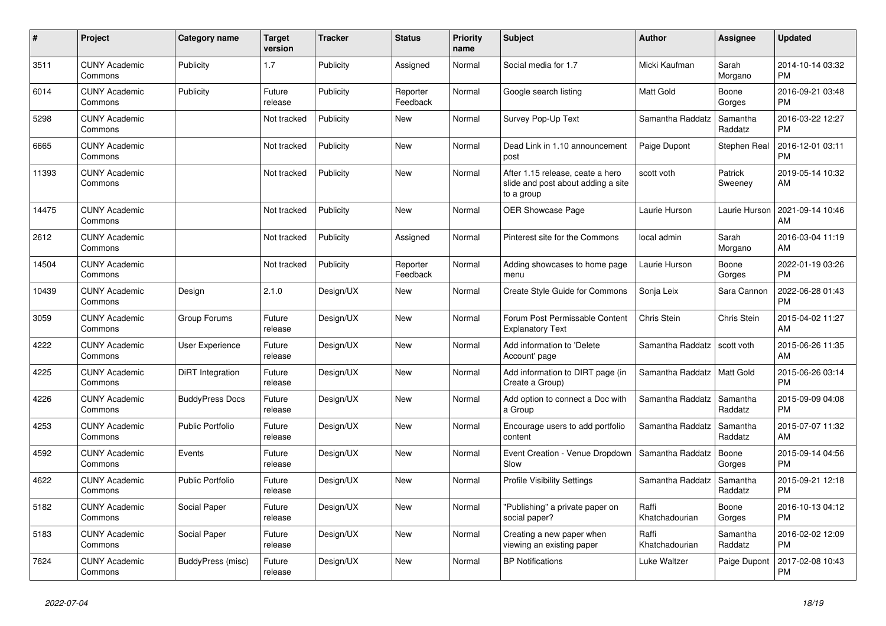| # | Project | Category name | Target version | Tracker | Status | Priority name | Subject | Author | Assignee | Updated |
|---|---|---|---|---|---|---|---|---|---|---|
| 3511 | CUNY Academic Commons | Publicity | 1.7 | Publicity | Assigned | Normal | Social media for 1.7 | Micki Kaufman | Sarah Morgano | 2014-10-14 03:32 PM |
| 6014 | CUNY Academic Commons | Publicity | Future release | Publicity | Reporter Feedback | Normal | Google search listing | Matt Gold | Boone Gorges | 2016-09-21 03:48 PM |
| 5298 | CUNY Academic Commons | | Not tracked | Publicity | New | Normal | Survey Pop-Up Text | Samantha Raddatz | Samantha Raddatz | 2016-03-22 12:27 PM |
| 6665 | CUNY Academic Commons | | Not tracked | Publicity | New | Normal | Dead Link in 1.10 announcement post | Paige Dupont | Stephen Real | 2016-12-01 03:11 PM |
| 11393 | CUNY Academic Commons | | Not tracked | Publicity | New | Normal | After 1.15 release, ceate a hero slide and post about adding a site to a group | scott voth | Patrick Sweeney | 2019-05-14 10:32 AM |
| 14475 | CUNY Academic Commons | | Not tracked | Publicity | New | Normal | OER Showcase Page | Laurie Hurson | Laurie Hurson | 2021-09-14 10:46 AM |
| 2612 | CUNY Academic Commons | | Not tracked | Publicity | Assigned | Normal | Pinterest site for the Commons | local admin | Sarah Morgano | 2016-03-04 11:19 AM |
| 14504 | CUNY Academic Commons | | Not tracked | Publicity | Reporter Feedback | Normal | Adding showcases to home page menu | Laurie Hurson | Boone Gorges | 2022-01-19 03:26 PM |
| 10439 | CUNY Academic Commons | Design | 2.1.0 | Design/UX | New | Normal | Create Style Guide for Commons | Sonja Leix | Sara Cannon | 2022-06-28 01:43 PM |
| 3059 | CUNY Academic Commons | Group Forums | Future release | Design/UX | New | Normal | Forum Post Permissable Content Explanatory Text | Chris Stein | Chris Stein | 2015-04-02 11:27 AM |
| 4222 | CUNY Academic Commons | User Experience | Future release | Design/UX | New | Normal | Add information to 'Delete Account' page | Samantha Raddatz | scott voth | 2015-06-26 11:35 AM |
| 4225 | CUNY Academic Commons | DiRT Integration | Future release | Design/UX | New | Normal | Add information to DIRT page (in Create a Group) | Samantha Raddatz | Matt Gold | 2015-06-26 03:14 PM |
| 4226 | CUNY Academic Commons | BuddyPress Docs | Future release | Design/UX | New | Normal | Add option to connect a Doc with a Group | Samantha Raddatz | Samantha Raddatz | 2015-09-09 04:08 PM |
| 4253 | CUNY Academic Commons | Public Portfolio | Future release | Design/UX | New | Normal | Encourage users to add portfolio content | Samantha Raddatz | Samantha Raddatz | 2015-07-07 11:32 AM |
| 4592 | CUNY Academic Commons | Events | Future release | Design/UX | New | Normal | Event Creation - Venue Dropdown Slow | Samantha Raddatz | Boone Gorges | 2015-09-14 04:56 PM |
| 4622 | CUNY Academic Commons | Public Portfolio | Future release | Design/UX | New | Normal | Profile Visibility Settings | Samantha Raddatz | Samantha Raddatz | 2015-09-21 12:18 PM |
| 5182 | CUNY Academic Commons | Social Paper | Future release | Design/UX | New | Normal | "Publishing" a private paper on social paper? | Raffi Khatchadourian | Boone Gorges | 2016-10-13 04:12 PM |
| 5183 | CUNY Academic Commons | Social Paper | Future release | Design/UX | New | Normal | Creating a new paper when viewing an existing paper | Raffi Khatchadourian | Samantha Raddatz | 2016-02-02 12:09 PM |
| 7624 | CUNY Academic Commons | BuddyPress (misc) | Future release | Design/UX | New | Normal | BP Notifications | Luke Waltzer | Paige Dupont | 2017-02-08 10:43 PM |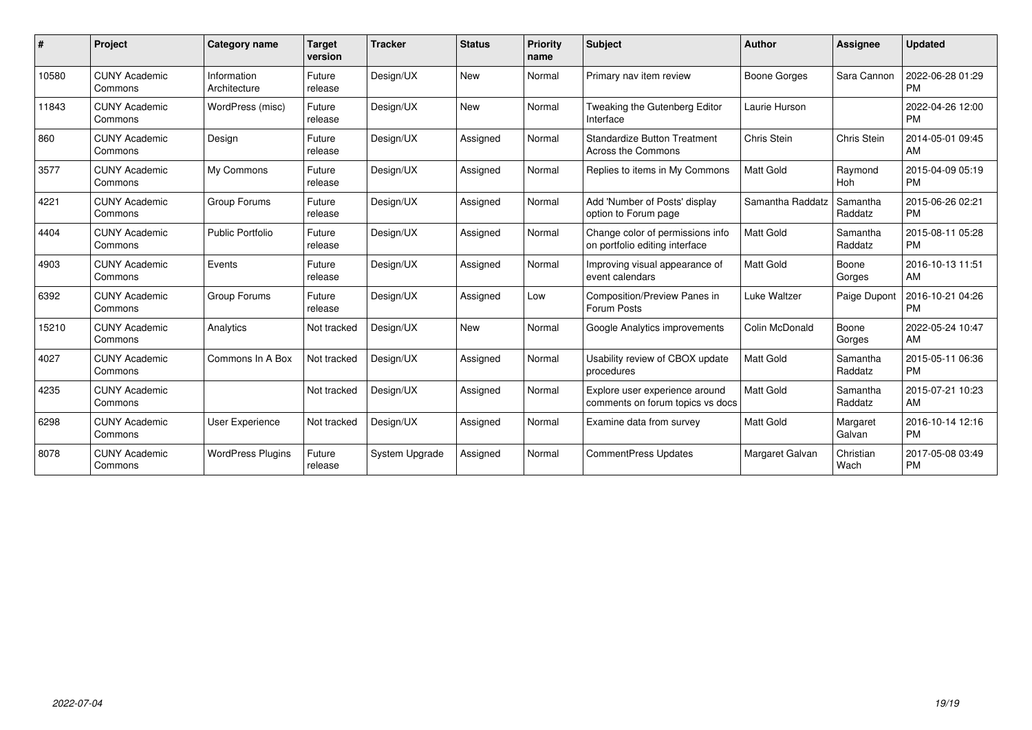| # | Project | Category name | Target version | Tracker | Status | Priority name | Subject | Author | Assignee | Updated |
|---|---|---|---|---|---|---|---|---|---|---|
| 10580 | CUNY Academic Commons | Information Architecture | Future release | Design/UX | New | Normal | Primary nav item review | Boone Gorges | Sara Cannon | 2022-06-28 01:29 PM |
| 11843 | CUNY Academic Commons | WordPress (misc) | Future release | Design/UX | New | Normal | Tweaking the Gutenberg Editor Interface | Laurie Hurson | | 2022-04-26 12:00 PM |
| 860 | CUNY Academic Commons | Design | Future release | Design/UX | Assigned | Normal | Standardize Button Treatment Across the Commons | Chris Stein | Chris Stein | 2014-05-01 09:45 AM |
| 3577 | CUNY Academic Commons | My Commons | Future release | Design/UX | Assigned | Normal | Replies to items in My Commons | Matt Gold | Raymond Hoh | 2015-04-09 05:19 PM |
| 4221 | CUNY Academic Commons | Group Forums | Future release | Design/UX | Assigned | Normal | Add 'Number of Posts' display option to Forum page | Samantha Raddatz | Samantha Raddatz | 2015-06-26 02:21 PM |
| 4404 | CUNY Academic Commons | Public Portfolio | Future release | Design/UX | Assigned | Normal | Change color of permissions info on portfolio editing interface | Matt Gold | Samantha Raddatz | 2015-08-11 05:28 PM |
| 4903 | CUNY Academic Commons | Events | Future release | Design/UX | Assigned | Normal | Improving visual appearance of event calendars | Matt Gold | Boone Gorges | 2016-10-13 11:51 AM |
| 6392 | CUNY Academic Commons | Group Forums | Future release | Design/UX | Assigned | Low | Composition/Preview Panes in Forum Posts | Luke Waltzer | Paige Dupont | 2016-10-21 04:26 PM |
| 15210 | CUNY Academic Commons | Analytics | Not tracked | Design/UX | New | Normal | Google Analytics improvements | Colin McDonald | Boone Gorges | 2022-05-24 10:47 AM |
| 4027 | CUNY Academic Commons | Commons In A Box | Not tracked | Design/UX | Assigned | Normal | Usability review of CBOX update procedures | Matt Gold | Samantha Raddatz | 2015-05-11 06:36 PM |
| 4235 | CUNY Academic Commons | | Not tracked | Design/UX | Assigned | Normal | Explore user experience around comments on forum topics vs docs | Matt Gold | Samantha Raddatz | 2015-07-21 10:23 AM |
| 6298 | CUNY Academic Commons | User Experience | Not tracked | Design/UX | Assigned | Normal | Examine data from survey | Matt Gold | Margaret Galvan | 2016-10-14 12:16 PM |
| 8078 | CUNY Academic Commons | WordPress Plugins | Future release | System Upgrade | Assigned | Normal | CommentPress Updates | Margaret Galvan | Christian Wach | 2017-05-08 03:49 PM |